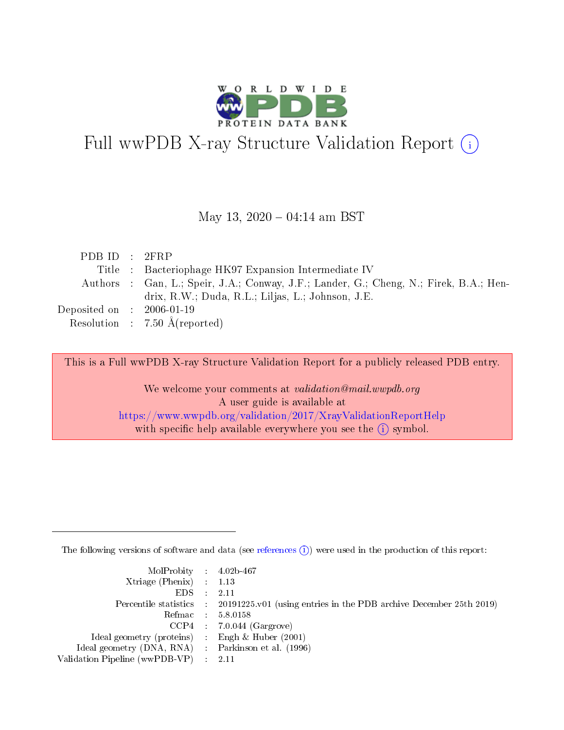# Full wwPDB X-ray Structure Validation Report (i)

May 13, 2020 – 04:14 am BST

| | | |
|---|---|---|
| PDB ID | : | 2FRP |
| Title | : | Bacteriophage HK97 Expansion Intermediate IV |
| Authors | : | Gan, L.; Speir, J.A.; Conway, J.F.; Lander, G.; Cheng, N.; Firek, B.A.; Hendrix, R.W.; Duda, R.L.; Liljas, L.; Johnson, J.E. |
| Deposited on | : | 2006-01-19 |
| Resolution | : | 7.50 Å(reported) |

This is a Full wwPDB X-ray Structure Validation Report for a publicly released PDB entry.

We welcome your comments at *validation@mail.wwpdb.org*
A user guide is available at
https://www.wwpdb.org/validation/2017/XrayValidationReportHelp
with specific help available everywhere you see the (i) symbol.

The following versions of software and data (see references (i)) were used in the production of this report:

| | | |
|---|---|---|
| MolProbity | : | 4.02b-467 |
| Xtriage (Phenix) | : | 1.13 |
| EDS | : | 2.11 |
| Percentile statistics | : | 20191225.v01 (using entries in the PDB archive December 25th 2019) |
| Refmac | : | 5.8.0158 |
| CCP4 | : | 7.0.044 (Gargrove) |
| Ideal geometry (proteins) | : | Engh & Huber (2001) |
| Ideal geometry (DNA, RNA) | : | Parkinson et al. (1996) |
| Validation Pipeline (wwPDB-VP) | : | 2.11 |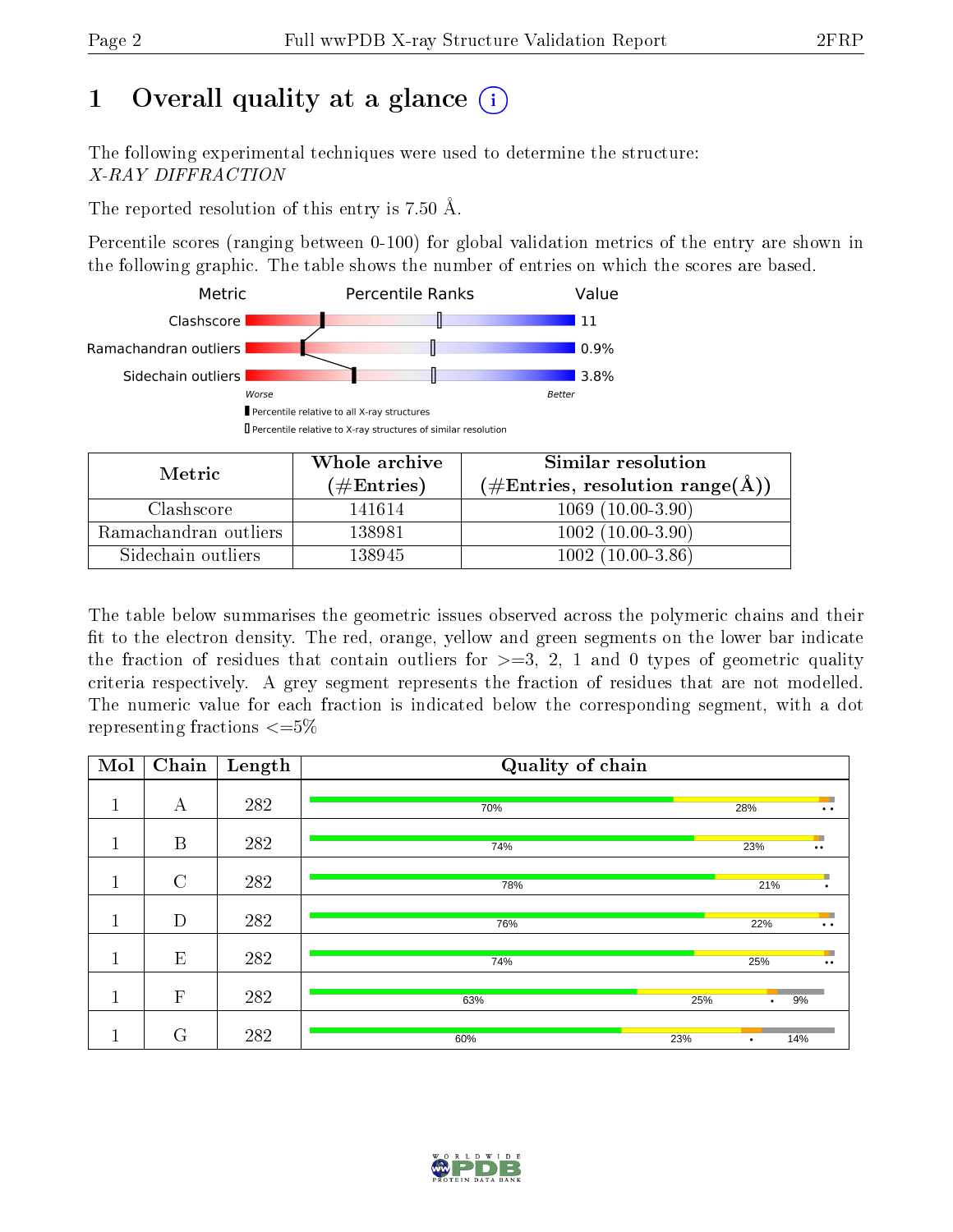# 1 Overall quality at a glance

The following experimental techniques were used to determine the structure: *X-RAY DIFFRACTION*

The reported resolution of this entry is 7.50 Å.

Percentile scores (ranging between 0-100) for global validation metrics of the entry are shown in the following graphic. The table shows the number of entries on which the scores are based.

| Metric | Value |
|---|---|
| Clashscore | 11 |
| Ramachandran outliers | 0.9% |
| Sidechain outliers | 3.8% |

| Metric | Whole archive (#Entries) | Similar resolution (#Entries, resolution range(Å)) |
|---|---|---|
| Clashscore | 141614 | 1069 (10.00-3.90) |
| Ramachandran outliers | 138981 | 1002 (10.00-3.90) |
| Sidechain outliers | 138945 | 1002 (10.00-3.86) |

The table below summarises the geometric issues observed across the polymeric chains and their fit to the electron density. The red, orange, yellow and green segments on the lower bar indicate the fraction of residues that contain outliers for >=3, 2, 1 and 0 types of geometric quality criteria respectively. A grey segment represents the fraction of residues that are not modelled. The numeric value for each fraction is indicated below the corresponding segment, with a dot representing fractions <=5%

| Mol | Chain | Length | Quality of chain |
|---|---|---|---|
| 1 | A | 282 | 70% 28% • • |
| 1 | B | 282 | 74% 23% • • |
| 1 | C | 282 | 78% 21% • |
| 1 | D | 282 | 76% 22% • • |
| 1 | E | 282 | 74% 25% • • |
| 1 | F | 282 | 63% 25% • 9% |
| 1 | G | 282 | 60% 23% • 14% |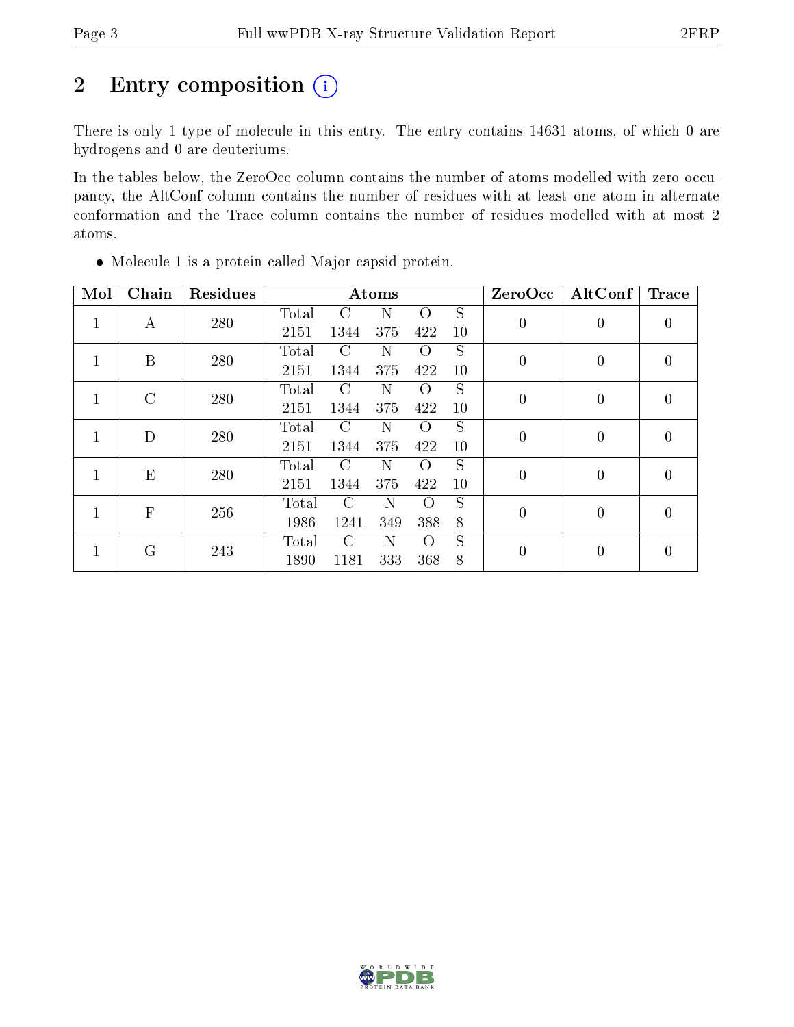# 2 Entry composition

There is only 1 type of molecule in this entry. The entry contains 14631 atoms, of which 0 are hydrogens and 0 are deuteriums.

In the tables below, the ZeroOcc column contains the number of atoms modelled with zero occupancy, the AltConf column contains the number of residues with at least one atom in alternate conformation and the Trace column contains the number of residues modelled with at most 2 atoms.

- Molecule 1 is a protein called Major capsid protein.

| Mol | Chain | Residues | Atoms | | | | | ZeroOcc | AltConf | Trace |
|---|---|---|---|---|---|---|---|---|---|---|
| 1 | A | 280 | Total<br>2151 | C<br>1344 | N<br>375 | O<br>422 | S<br>10 | 0 | 0 | 0 |
| 1 | B | 280 | Total<br>2151 | C<br>1344 | N<br>375 | O<br>422 | S<br>10 | 0 | 0 | 0 |
| 1 | C | 280 | Total<br>2151 | C<br>1344 | N<br>375 | O<br>422 | S<br>10 | 0 | 0 | 0 |
| 1 | D | 280 | Total<br>2151 | C<br>1344 | N<br>375 | O<br>422 | S<br>10 | 0 | 0 | 0 |
| 1 | E | 280 | Total<br>2151 | C<br>1344 | N<br>375 | O<br>422 | S<br>10 | 0 | 0 | 0 |
| 1 | F | 256 | Total<br>1986 | C<br>1241 | N<br>349 | O<br>388 | S<br>8 | 0 | 0 | 0 |
| 1 | G | 243 | Total<br>1890 | C<br>1181 | N<br>333 | O<br>368 | S<br>8 | 0 | 0 | 0 |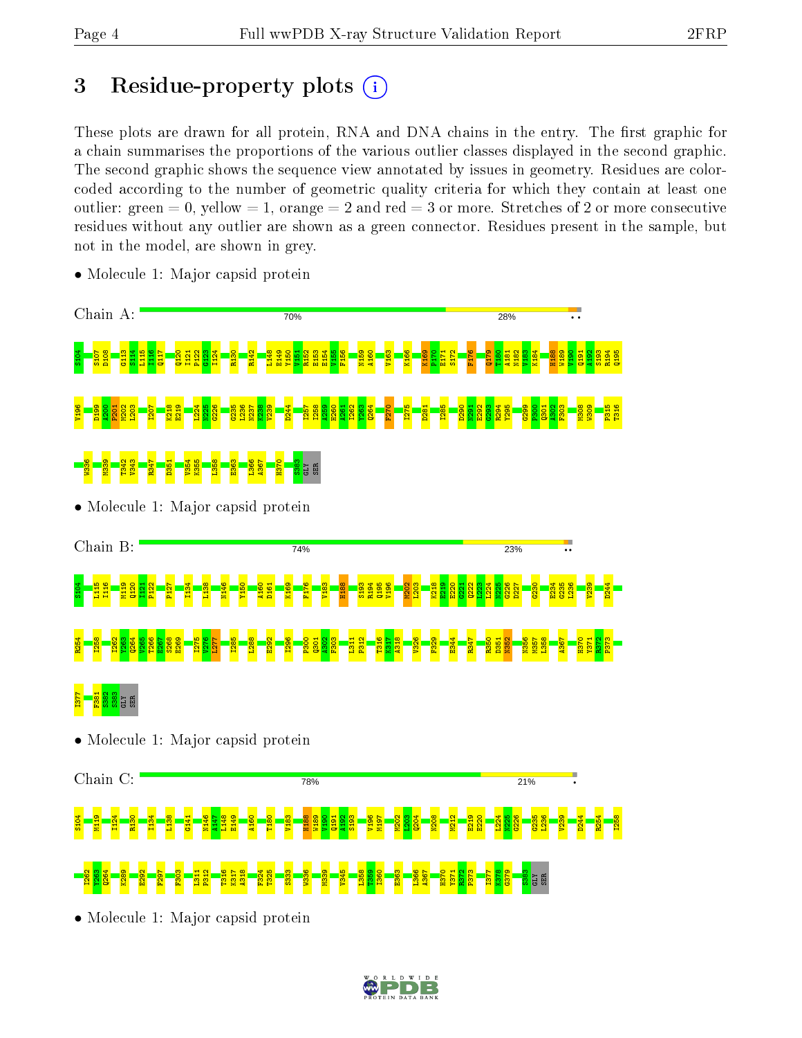# 3 Residue-property plots

These plots are drawn for all protein, RNA and DNA chains in the entry. The first graphic for a chain summarises the proportions of the various outlier classes displayed in the second graphic. The second graphic shows the sequence view annotated by issues in geometry. Residues are color-coded according to the number of geometric quality criteria for which they contain at least one outlier: green = 0, yellow = 1, orange = 2 and red = 3 or more. Stretches of 2 or more consecutive residues without any outlier are shown as a green connector. Residues present in the sample, but not in the model, are shown in grey.

- Molecule 1: Major capsid protein

Chain A: 70% 28%

S104 S107 D108 G113 S114 L115 I116 Q117 Q120 I121 P122 G123 I124 R130 R142 L148 E149 Y150 V151 R152 E153 E154 V155 F156 N159 A160 V163 K166 K169 P170 E171 S172 F176 Q179 T180 A181 N182 V183 K184 H188 W189 V190 Q191 A192 S193 R194 Q195 V196 D199 A200 P201 M202 L203 I207 K218 E219 L224 N225 G226 G235 L236 N237 K238 V239 D244 I257 I258 A259 H260 A261 I262 Y263 Q264 F270 I275 D281 I285 D290 N291 E292 G293 R294 Y295 G299 F300 Q301 A302 F303 M308 W309 P315 T316 W336 M339 T342 V343 R347 D351 V354 K355 L358 E363 L366 A367 H370 S383 GLY SER

- Molecule 1: Major capsid protein

Chain B: 74% 23%

S104 L115 I116 M119 Q120 I121 P122 P127 I134 L138 N146 Y150 A160 D161 K169 F176 V183 H188 S193 R194 Q195 V196 M202 L203 K218 E219 E220 G221 Q222 L223 L224 N225 G226 D227 G230 E234 G235 L236 V239 D244 R254 I258 I262 Y263 Q264 V265 T266 E267 S268 E269 I275 V276 L277 I285 L288 E292 I296 F300 Q301 A302 F303 L311 P312 T316 K317 A318 V326 F329 E344 R347 R350 D351 N352 N356 M357 L358 A367 H370 Y371 R372 P373 I377 F381 S382 S383 GLY SER

- Molecule 1: Major capsid protein

Chain C: 78% 21%

S104 M119 I124 R130 I134 L138 G141 N146 A147 L148 E149 A160 T180 V183 H188 W189 V190 Q191 A192 S193 V196 M197 M202 L203 Q204 N208 M212 E219 E220 L224 N225 G226 G235 L236 V239 D244 R254 I258 I262 Y263 Q264 K289 E292 F297 F303 L311 P312 T316 K317 A318 F324 T325 S333 W336 M339 V345 L358 T359 I360 E363 L366 A367 H370 Y371 R372 P373 I377 K378 G379 S383 GLY SER

- Molecule 1: Major capsid protein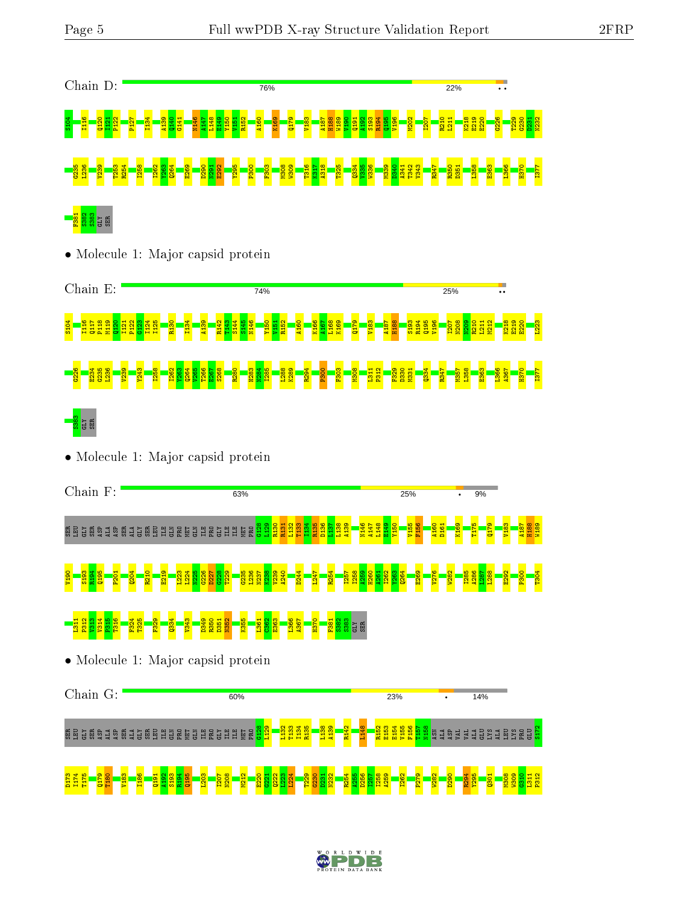Chain D: 76% 22% • •

S104 I116 Q120 I121 P122 P127 I134 A139 Q140 G141 N146 A147 L148 E149 Y150 V151 R152 A160 K169 Q179 V183 A187 H188 W189 V190 Q191 A192 S193 R194 Q195 V196 M202 I207 R210 L211 K218 E219 E220 G226 T229 G230 D231 N232 G235 L236 V239 T253 R254 I258 I262 Y263 Q264 E269 D290 N291 E292 Y295 P300 F303 M308 W309 T316 K317 A318 T325 Q334 V335 W336 M339 D340 A341 T342 V343 R347 R350 D351 L358 E363 L366 H370 I377 F381 S382 S383 GLY SER

• Molecule 1: Major capsid protein

Chain E: 74% 25% • •

S104 I116 Q117 P118 M119 Q120 I121 P122 G123 I124 I125 R130 I134 A139 R142 T143 S144 S145 N146 Y150 V151 R152 A160 K166 A167 L168 K169 Q179 V183 A187 H188 S193 R194 Q195 V196 I207 N208 N209 R210 L211 M212 K218 E219 E220 L223 G226 E234 G235 L236 V239 Y243 I258 I262 Y263 Q264 V265 T266 E267 S268 R280 H283 N284 I285 L288 K289 R294 P300 F303 M308 L311 P312 F329 D330 M331 Q334 R347 M357 L358 E363 L366 A367 H370 I377 S383 GLY SER

• Molecule 1: Major capsid protein

Chain F: 63% 25% • 9%

SER LEU GLY SER ASP ALA ASP SER ALA GLY SER LEU ILE GLN PRO MET GLN ILE PRO GLY ILE ILE MET PRO G128 L129 R130 R131 L132 T133 I134 R135 D136 L137 L138 A139 N146 A147 L148 E149 Y150 V155 F156 A160 D161 K169 T175 Q179 V183 A187 H188 W189 V190 S193 R194 Q195 P201 Q204 R210 E219 L223 L224 N225 G226 D227 G228 T229 G235 L236 N237 K238 V239 A240 D244 L247 R254 I257 T258 A259 H260 A261 I262 Y263 Q264 E269 V276 W282 I285 A286 L287 L288 E292 P300 T304 L311 P312 V313 V314 P315 T316 F324 T325 F329 Q334 V343 D349 R350 D351 N352 K355 L361 C362 E363 L366 A367 H370 F381 S382 S383 GLY SER

• Molecule 1: Major capsid protein

Chain G: 60% 23% • 14%

SER LEU GLY SER ASP ALA ASP SER ALA GLY SER LEU ILE GLN PRO MET GLN ILE PRO GLY ILE ILE MET PRO G128 L129 L132 T133 I134 R135 L138 A139 R142 L148 R152 E153 E154 V155 F156 T157 N158 ASN ALA ASP VAL VAL ALA GLU LYS ALA LEU LYS PRO GLU S172 D173 I174 T175 Q179 T180 V183 I186 Q191 A192 S193 R194 Q195 L203 I207 N208 M212 E220 G221 Q222 L223 L224 T229 G230 D231 N232 R254 A255 D256 I257 I258 A259 I262 P279 W282 D290 R294 Y295 Q301 M308 W309 G310 L311 P312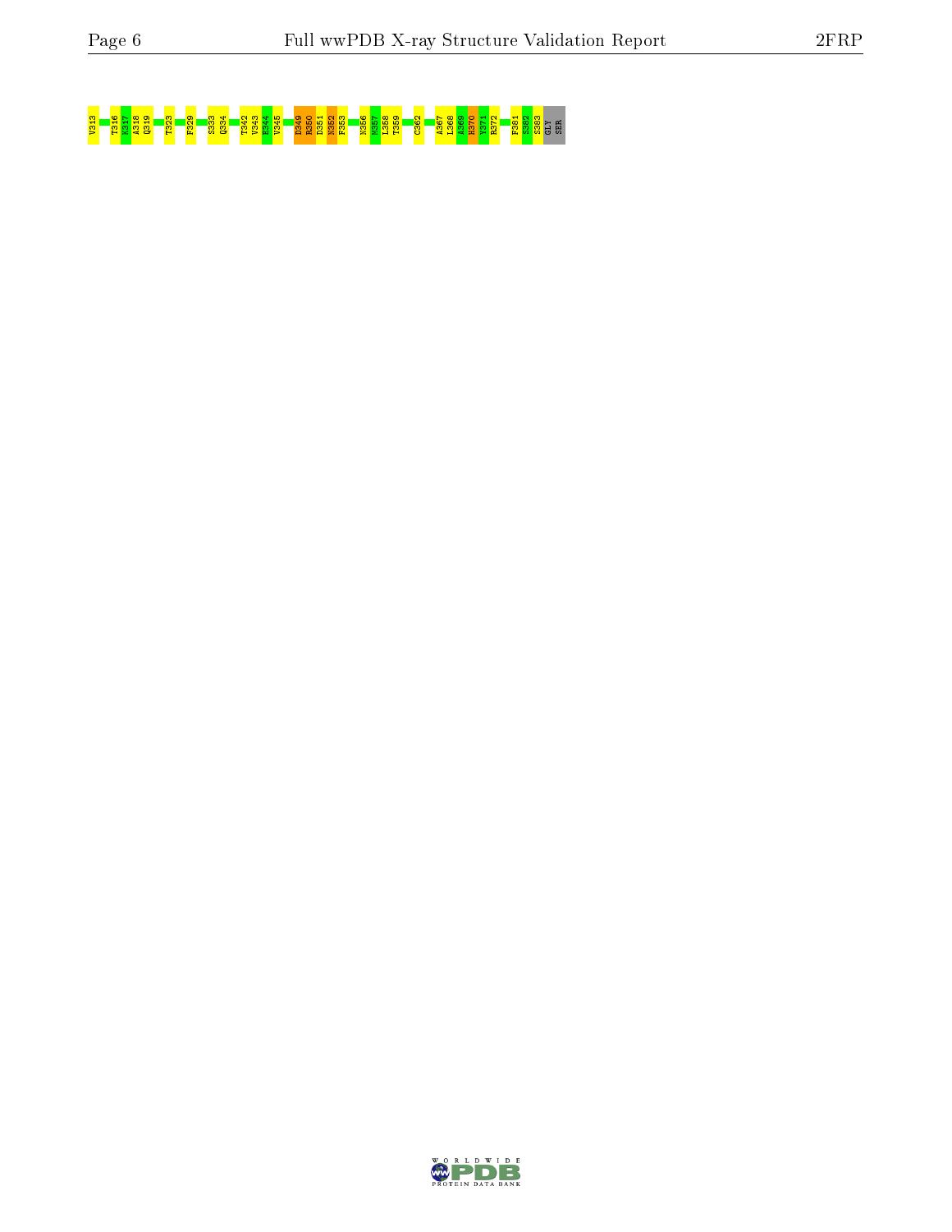V313 T316 K317 A318 Q319 T323 F329 S333 Q334 T342 V343 E344 V345 D349 R350 D351 N352 F353 N356 M357 L358 T359 C362 A367 L368 A369 H370 Y371 K372 F381 S382 S383 GLY SER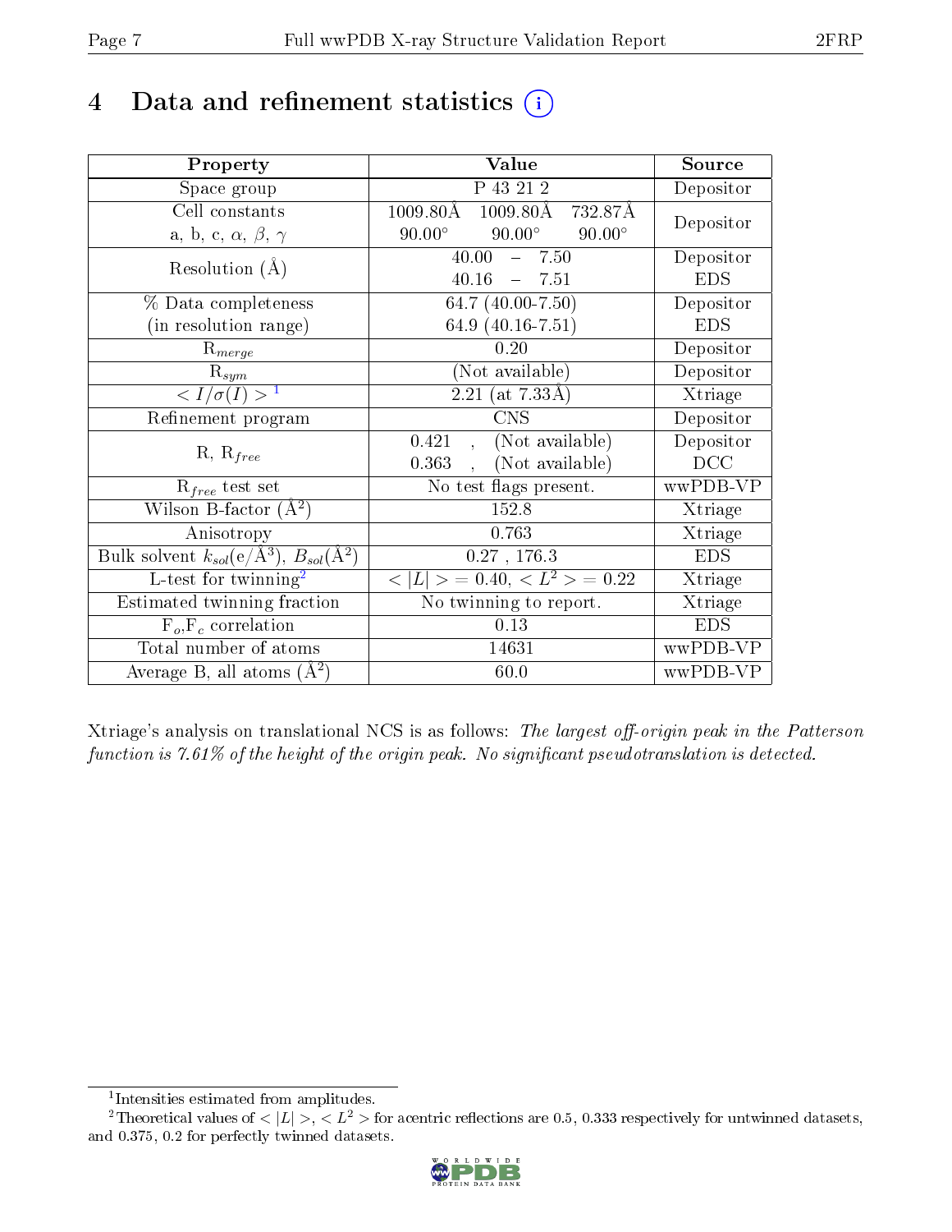# 4 Data and refinement statistics (i)

| Property | Value | Source |
|---|---|---|
| Space group | P 43 21 2 | Depositor |
| Cell constants<br>a, b, c, $\alpha$, $\beta$, $\gamma$ | 1009.80Å 1009.80Å 732.87Å<br>90.00° 90.00° 90.00° | Depositor |
| Resolution (Å) | 40.00 – 7.50<br>40.16 – 7.51 | Depositor<br>EDS |
| % Data completeness<br>(in resolution range) | 64.7 (40.00-7.50)<br>64.9 (40.16-7.51) | Depositor<br>EDS |
| $R_{merge}$ | 0.20 | Depositor |
| $R_{sym}$ | (Not available) | Depositor |
| $< I/\sigma(I) >$ [1] | 2.21 (at 7.33Å) | Xtriage |
| Refinement program | CNS | Depositor |
| R, $R_{free}$ | 0.421 , (Not available)<br>0.363 , (Not available) | Depositor<br>DCC |
| $R_{free}$ test set | No test flags present. | wwPDB-VP |
| Wilson B-factor (Å$^2$) | 152.8 | Xtriage |
| Anisotropy | 0.763 | Xtriage |
| Bulk solvent $k_{sol}$(e/Å$^3$), $B_{sol}$(Å$^2$) | 0.27 , 176.3 | EDS |
| L-test for twinning[2] | $< \|L\| >$ = 0.40, $< L^2 >$ = 0.22 | Xtriage |
| Estimated twinning fraction | No twinning to report. | Xtriage |
| $F_o$,$F_c$ correlation | 0.13 | EDS |
| Total number of atoms | 14631 | wwPDB-VP |
| Average B, all atoms (Å$^2$) | 60.0 | wwPDB-VP |

Xtriage's analysis on translational NCS is as follows: *The largest off-origin peak in the Patterson function is 7.61% of the height of the origin peak. No significant pseudotranslation is detected.*

[1] Intensities estimated from amplitudes.

[2] Theoretical values of $< |L| >$, $< L^2 >$ for acentric reflections are 0.5, 0.333 respectively for untwinned datasets, and 0.375, 0.2 for perfectly twinned datasets.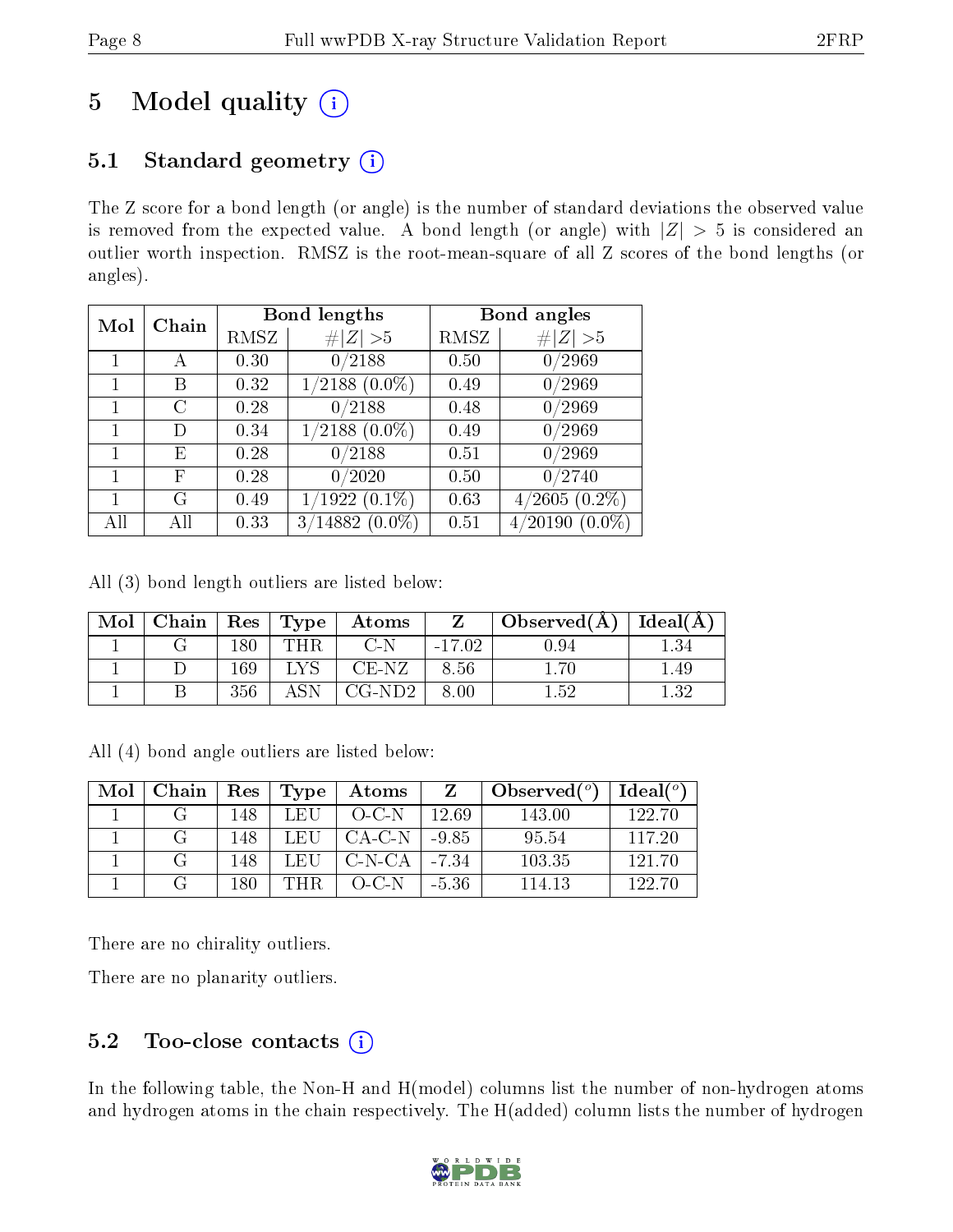# 5 Model quality

## 5.1 Standard geometry

The Z score for a bond length (or angle) is the number of standard deviations the observed value is removed from the expected value. A bond length (or angle) with $|Z| > 5$ is considered an outlier worth inspection. RMSZ is the root-mean-square of all Z scores of the bond lengths (or angles).

| Mol | Chain | Bond lengths | | Bond angles | |
|---|---|---|---|---|---|
| | | RMSZ | $\#|Z| > 5$ | RMSZ | $\#|Z| > 5$ |
| 1 | A | 0.30 | 0/2188 | 0.50 | 0/2969 |
| 1 | B | 0.32 | 1/2188 (0.0%) | 0.49 | 0/2969 |
| 1 | C | 0.28 | 0/2188 | 0.48 | 0/2969 |
| 1 | D | 0.34 | 1/2188 (0.0%) | 0.49 | 0/2969 |
| 1 | E | 0.28 | 0/2188 | 0.51 | 0/2969 |
| 1 | F | 0.28 | 0/2020 | 0.50 | 0/2740 |
| 1 | G | 0.49 | 1/1922 (0.1%) | 0.63 | 4/2605 (0.2%) |
| All | All | 0.33 | 3/14882 (0.0%) | 0.51 | 4/20190 (0.0%) |

All (3) bond length outliers are listed below:

| Mol | Chain | Res | Type | Atoms | Z | Observed(Å) | Ideal(Å) |
|---|---|---|---|---|---|---|---|
| 1 | G | 180 | THR | C-N | -17.02 | 0.94 | 1.34 |
| 1 | D | 169 | LYS | CE-NZ | 8.56 | 1.70 | 1.49 |
| 1 | B | 356 | ASN | CG-ND2 | 8.00 | 1.52 | 1.32 |

All (4) bond angle outliers are listed below:

| Mol | Chain | Res | Type | Atoms | Z | Observed(°) | Ideal(°) |
|---|---|---|---|---|---|---|---|
| 1 | G | 148 | LEU | O-C-N | 12.69 | 143.00 | 122.70 |
| 1 | G | 148 | LEU | CA-C-N | -9.85 | 95.54 | 117.20 |
| 1 | G | 148 | LEU | C-N-CA | -7.34 | 103.35 | 121.70 |
| 1 | G | 180 | THR | O-C-N | -5.36 | 114.13 | 122.70 |

There are no chirality outliers.

There are no planarity outliers.

## 5.2 Too-close contacts

In the following table, the Non-H and H(model) columns list the number of non-hydrogen atoms and hydrogen atoms in the chain respectively. The H(added) column lists the number of hydrogen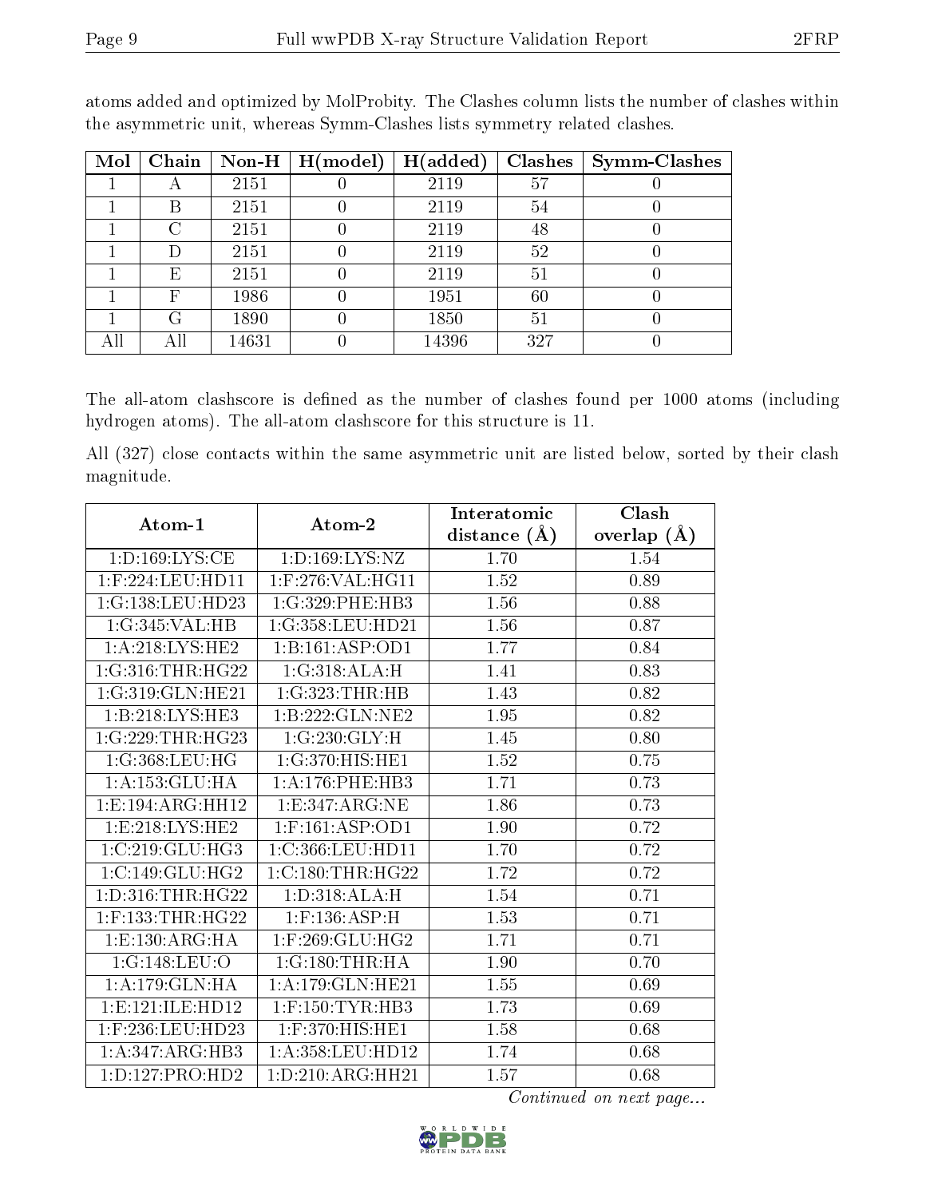atoms added and optimized by MolProbity. The Clashes column lists the number of clashes within the asymmetric unit, whereas Symm-Clashes lists symmetry related clashes.

| Mol | Chain | Non-H | H(model) | H(added) | Clashes | Symm-Clashes |
|---|---|---|---|---|---|---|
| 1 | A | 2151 | 0 | 2119 | 57 | 0 |
| 1 | B | 2151 | 0 | 2119 | 54 | 0 |
| 1 | C | 2151 | 0 | 2119 | 48 | 0 |
| 1 | D | 2151 | 0 | 2119 | 52 | 0 |
| 1 | E | 2151 | 0 | 2119 | 51 | 0 |
| 1 | F | 1986 | 0 | 1951 | 60 | 0 |
| 1 | G | 1890 | 0 | 1850 | 51 | 0 |
| All | All | 14631 | 0 | 14396 | 327 | 0 |

The all-atom clashscore is defined as the number of clashes found per 1000 atoms (including hydrogen atoms). The all-atom clashscore for this structure is 11.

All (327) close contacts within the same asymmetric unit are listed below, sorted by their clash magnitude.

| Atom-1 | Atom-2 | Interatomic distance (Å) | Clash overlap (Å) |
|---|---|---|---|
| 1:D:169:LYS:CE | 1:D:169:LYS:NZ | 1.70 | 1.54 |
| 1:F:224:LEU:HD11 | 1:F:276:VAL:HG11 | 1.52 | 0.89 |
| 1:G:138:LEU:HD23 | 1:G:329:PHE:HB3 | 1.56 | 0.88 |
| 1:G:345:VAL:HB | 1:G:358:LEU:HD21 | 1.56 | 0.87 |
| 1:A:218:LYS:HE2 | 1:B:161:ASP:OD1 | 1.77 | 0.84 |
| 1:G:316:THR:HG22 | 1:G:318:ALA:H | 1.41 | 0.83 |
| 1:G:319:GLN:HE21 | 1:G:323:THR:HB | 1.43 | 0.82 |
| 1:B:218:LYS:HE3 | 1:B:222:GLN:NE2 | 1.95 | 0.82 |
| 1:G:229:THR:HG23 | 1:G:230:GLY:H | 1.45 | 0.80 |
| 1:G:368:LEU:HG | 1:G:370:HIS:HE1 | 1.52 | 0.75 |
| 1:A:153:GLU:HA | 1:A:176:PHE:HB3 | 1.71 | 0.73 |
| 1:E:194:ARG:HH12 | 1:E:347:ARG:NE | 1.86 | 0.73 |
| 1:E:218:LYS:HE2 | 1:F:161:ASP:OD1 | 1.90 | 0.72 |
| 1:C:219:GLU:HG3 | 1:C:366:LEU:HD11 | 1.70 | 0.72 |
| 1:C:149:GLU:HG2 | 1:C:180:THR:HG22 | 1.72 | 0.72 |
| 1:D:316:THR:HG22 | 1:D:318:ALA:H | 1.54 | 0.71 |
| 1:F:133:THR:HG22 | 1:F:136:ASP:H | 1.53 | 0.71 |
| 1:E:130:ARG:HA | 1:F:269:GLU:HG2 | 1.71 | 0.71 |
| 1:G:148:LEU:O | 1:G:180:THR:HA | 1.90 | 0.70 |
| 1:A:179:GLN:HA | 1:A:179:GLN:HE21 | 1.55 | 0.69 |
| 1:E:121:ILE:HD12 | 1:F:150:TYR:HB3 | 1.73 | 0.69 |
| 1:F:236:LEU:HD23 | 1:F:370:HIS:HE1 | 1.58 | 0.68 |
| 1:A:347:ARG:HB3 | 1:A:358:LEU:HD12 | 1.74 | 0.68 |
| 1:D:127:PRO:HD2 | 1:D:210:ARG:HH21 | 1.57 | 0.68 |

*Continued on next page...*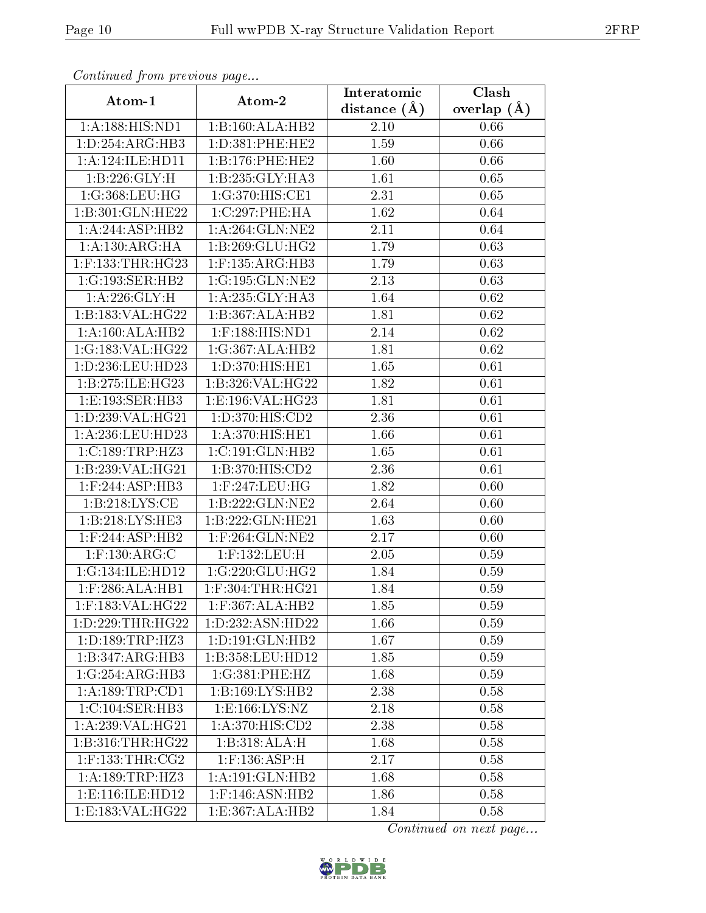*Continued from previous page...*

| Atom-1 | Atom-2 | Interatomic distance (Å) | Clash overlap (Å) |
|---|---|---|---|
| 1:A:188:HIS:ND1 | 1:B:160:ALA:HB2 | 2.10 | 0.66 |
| 1:D:254:ARG:HB3 | 1:D:381:PHE:HE2 | 1.59 | 0.66 |
| 1:A:124:ILE:HD11 | 1:B:176:PHE:HE2 | 1.60 | 0.66 |
| 1:B:226:GLY:H | 1:B:235:GLY:HA3 | 1.61 | 0.65 |
| 1:G:368:LEU:HG | 1:G:370:HIS:CE1 | 2.31 | 0.65 |
| 1:B:301:GLN:HE22 | 1:C:297:PHE:HA | 1.62 | 0.64 |
| 1:A:244:ASP:HB2 | 1:A:264:GLN:NE2 | 2.11 | 0.64 |
| 1:A:130:ARG:HA | 1:B:269:GLU:HG2 | 1.79 | 0.63 |
| 1:F:133:THR:HG23 | 1:F:135:ARG:HB3 | 1.79 | 0.63 |
| 1:G:193:SER:HB2 | 1:G:195:GLN:NE2 | 2.13 | 0.63 |
| 1:A:226:GLY:H | 1:A:235:GLY:HA3 | 1.64 | 0.62 |
| 1:B:183:VAL:HG22 | 1:B:367:ALA:HB2 | 1.81 | 0.62 |
| 1:A:160:ALA:HB2 | 1:F:188:HIS:ND1 | 2.14 | 0.62 |
| 1:G:183:VAL:HG22 | 1:G:367:ALA:HB2 | 1.81 | 0.62 |
| 1:D:236:LEU:HD23 | 1:D:370:HIS:HE1 | 1.65 | 0.61 |
| 1:B:275:ILE:HG23 | 1:B:326:VAL:HG22 | 1.82 | 0.61 |
| 1:E:193:SER:HB3 | 1:E:196:VAL:HG23 | 1.81 | 0.61 |
| 1:D:239:VAL:HG21 | 1:D:370:HIS:CD2 | 2.36 | 0.61 |
| 1:A:236:LEU:HD23 | 1:A:370:HIS:HE1 | 1.66 | 0.61 |
| 1:C:189:TRP:HZ3 | 1:C:191:GLN:HB2 | 1.65 | 0.61 |
| 1:B:239:VAL:HG21 | 1:B:370:HIS:CD2 | 2.36 | 0.61 |
| 1:F:244:ASP:HB3 | 1:F:247:LEU:HG | 1.82 | 0.60 |
| 1:B:218:LYS:CE | 1:B:222:GLN:NE2 | 2.64 | 0.60 |
| 1:B:218:LYS:HE3 | 1:B:222:GLN:HE21 | 1.63 | 0.60 |
| 1:F:244:ASP:HB2 | 1:F:264:GLN:NE2 | 2.17 | 0.60 |
| 1:F:130:ARG:C | 1:F:132:LEU:H | 2.05 | 0.59 |
| 1:G:134:ILE:HD12 | 1:G:220:GLU:HG2 | 1.84 | 0.59 |
| 1:F:286:ALA:HB1 | 1:F:304:THR:HG21 | 1.84 | 0.59 |
| 1:F:183:VAL:HG22 | 1:F:367:ALA:HB2 | 1.85 | 0.59 |
| 1:D:229:THR:HG22 | 1:D:232:ASN:HD22 | 1.66 | 0.59 |
| 1:D:189:TRP:HZ3 | 1:D:191:GLN:HB2 | 1.67 | 0.59 |
| 1:B:347:ARG:HB3 | 1:B:358:LEU:HD12 | 1.85 | 0.59 |
| 1:G:254:ARG:HB3 | 1:G:381:PHE:HZ | 1.68 | 0.59 |
| 1:A:189:TRP:CD1 | 1:B:169:LYS:HB2 | 2.38 | 0.58 |
| 1:C:104:SER:HB3 | 1:E:166:LYS:NZ | 2.18 | 0.58 |
| 1:A:239:VAL:HG21 | 1:A:370:HIS:CD2 | 2.38 | 0.58 |
| 1:B:316:THR:HG22 | 1:B:318:ALA:H | 1.68 | 0.58 |
| 1:F:133:THR:CG2 | 1:F:136:ASP:H | 2.17 | 0.58 |
| 1:A:189:TRP:HZ3 | 1:A:191:GLN:HB2 | 1.68 | 0.58 |
| 1:E:116:ILE:HD12 | 1:F:146:ASN:HB2 | 1.86 | 0.58 |
| 1:E:183:VAL:HG22 | 1:E:367:ALA:HB2 | 1.84 | 0.58 |

*Continued on next page...*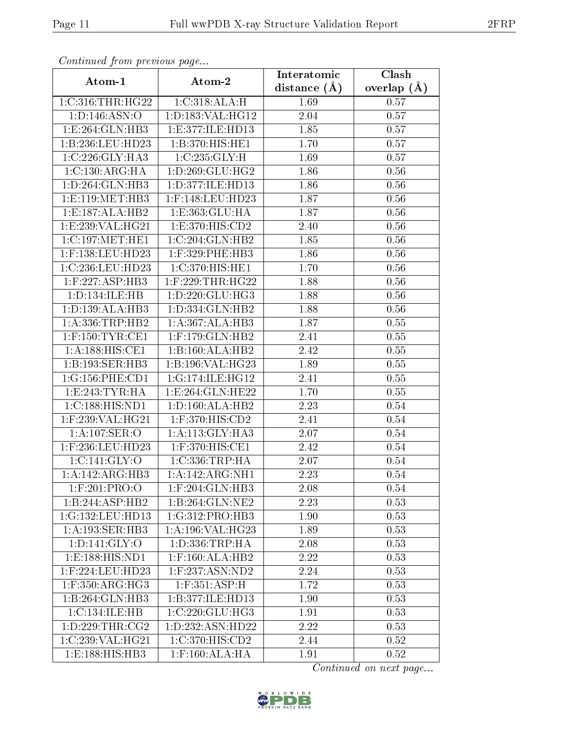*Continued from previous page...*

| Atom-1 | Atom-2 | Interatomic distance (Å) | Clash overlap (Å) |
|---|---|---|---|
| 1:C:316:THR:HG22 | 1:C:318:ALA:H | 1.69 | 0.57 |
| 1:D:146:ASN:O | 1:D:183:VAL:HG12 | 2.04 | 0.57 |
| 1:E:264:GLN:HB3 | 1:E:377:ILE:HD13 | 1.85 | 0.57 |
| 1:B:236:LEU:HD23 | 1:B:370:HIS:HE1 | 1.70 | 0.57 |
| 1:C:226:GLY:HA3 | 1:C:235:GLY:H | 1.69 | 0.57 |
| 1:C:130:ARG:HA | 1:D:269:GLU:HG2 | 1.86 | 0.56 |
| 1:D:264:GLN:HB3 | 1:D:377:ILE:HD13 | 1.86 | 0.56 |
| 1:E:119:MET:HB3 | 1:F:148:LEU:HD23 | 1.87 | 0.56 |
| 1:E:187:ALA:HB2 | 1:E:363:GLU:HA | 1.87 | 0.56 |
| 1:E:239:VAL:HG21 | 1:E:370:HIS:CD2 | 2.40 | 0.56 |
| 1:C:197:MET:HE1 | 1:C:204:GLN:HB2 | 1.85 | 0.56 |
| 1:F:138:LEU:HD23 | 1:F:329:PHE:HB3 | 1.86 | 0.56 |
| 1:C:236:LEU:HD23 | 1:C:370:HIS:HE1 | 1.70 | 0.56 |
| 1:F:227:ASP:HB3 | 1:F:229:THR:HG22 | 1.88 | 0.56 |
| 1:D:134:ILE:HB | 1:D:220:GLU:HG3 | 1.88 | 0.56 |
| 1:D:139:ALA:HB3 | 1:D:334:GLN:HB2 | 1.88 | 0.56 |
| 1:A:336:TRP:HB2 | 1:A:367:ALA:HB3 | 1.87 | 0.55 |
| 1:F:150:TYR:CE1 | 1:F:179:GLN:HB2 | 2.41 | 0.55 |
| 1:A:188:HIS:CE1 | 1:B:160:ALA:HB2 | 2.42 | 0.55 |
| 1:B:193:SER:HB3 | 1:B:196:VAL:HG23 | 1.89 | 0.55 |
| 1:G:156:PHE:CD1 | 1:G:174:ILE:HG12 | 2.41 | 0.55 |
| 1:E:243:TYR:HA | 1:E:264:GLN:HE22 | 1.70 | 0.55 |
| 1:C:188:HIS:ND1 | 1:D:160:ALA:HB2 | 2.23 | 0.54 |
| 1:F:239:VAL:HG21 | 1:F:370:HIS:CD2 | 2.41 | 0.54 |
| 1:A:107:SER:O | 1:A:113:GLY:HA3 | 2.07 | 0.54 |
| 1:F:236:LEU:HD23 | 1:F:370:HIS:CE1 | 2.42 | 0.54 |
| 1:C:141:GLY:O | 1:C:336:TRP:HA | 2.07 | 0.54 |
| 1:A:142:ARG:HB3 | 1:A:142:ARG:NH1 | 2.23 | 0.54 |
| 1:F:201:PRO:O | 1:F:204:GLN:HB3 | 2.08 | 0.54 |
| 1:B:244:ASP:HB2 | 1:B:264:GLN:NE2 | 2.23 | 0.53 |
| 1:G:132:LEU:HD13 | 1:G:312:PRO:HB3 | 1.90 | 0.53 |
| 1:A:193:SER:HB3 | 1:A:196:VAL:HG23 | 1.89 | 0.53 |
| 1:D:141:GLY:O | 1:D:336:TRP:HA | 2.08 | 0.53 |
| 1:E:188:HIS:ND1 | 1:F:160:ALA:HB2 | 2.22 | 0.53 |
| 1:F:224:LEU:HD23 | 1:F:237:ASN:ND2 | 2.24 | 0.53 |
| 1:F:350:ARG:HG3 | 1:F:351:ASP:H | 1.72 | 0.53 |
| 1:B:264:GLN:HB3 | 1:B:377:ILE:HD13 | 1.90 | 0.53 |
| 1:C:134:ILE:HB | 1:C:220:GLU:HG3 | 1.91 | 0.53 |
| 1:D:229:THR:CG2 | 1:D:232:ASN:HD22 | 2.22 | 0.53 |
| 1:C:239:VAL:HG21 | 1:C:370:HIS:CD2 | 2.44 | 0.52 |
| 1:E:188:HIS:HB3 | 1:F:160:ALA:HA | 1.91 | 0.52 |

*Continued on next page...*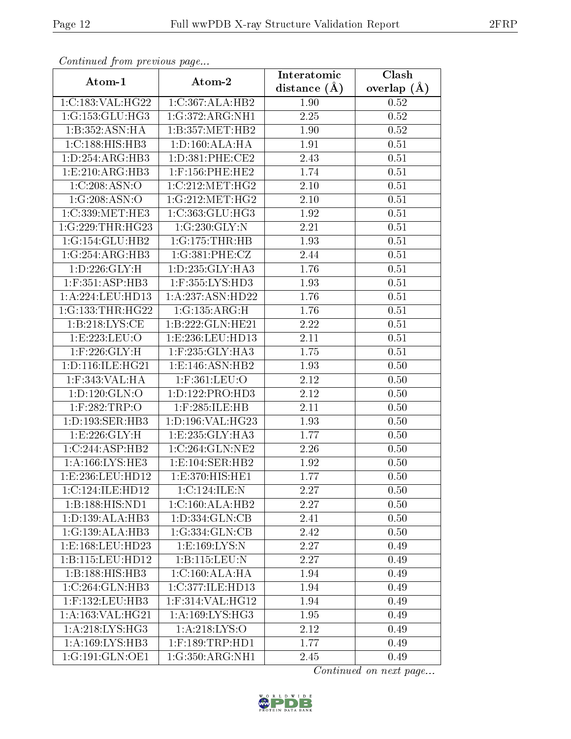*Continued from previous page...*

| Atom-1 | Atom-2 | Interatomic distance (Å) | Clash overlap (Å) |
|---|---|---|---|
| 1:C:183:VAL:HG22 | 1:C:367:ALA:HB2 | 1.90 | 0.52 |
| 1:G:153:GLU:HG3 | 1:G:372:ARG:NH1 | 2.25 | 0.52 |
| 1:B:352:ASN:HA | 1:B:357:MET:HB2 | 1.90 | 0.52 |
| 1:C:188:HIS:HB3 | 1:D:160:ALA:HA | 1.91 | 0.51 |
| 1:D:254:ARG:HB3 | 1:D:381:PHE:CE2 | 2.43 | 0.51 |
| 1:E:210:ARG:HB3 | 1:F:156:PHE:HE2 | 1.74 | 0.51 |
| 1:C:208:ASN:O | 1:C:212:MET:HG2 | 2.10 | 0.51 |
| 1:G:208:ASN:O | 1:G:212:MET:HG2 | 2.10 | 0.51 |
| 1:C:339:MET:HE3 | 1:C:363:GLU:HG3 | 1.92 | 0.51 |
| 1:G:229:THR:HG23 | 1:G:230:GLY:N | 2.21 | 0.51 |
| 1:G:154:GLU:HB2 | 1:G:175:THR:HB | 1.93 | 0.51 |
| 1:G:254:ARG:HB3 | 1:G:381:PHE:CZ | 2.44 | 0.51 |
| 1:D:226:GLY:H | 1:D:235:GLY:HA3 | 1.76 | 0.51 |
| 1:F:351:ASP:HB3 | 1:F:355:LYS:HD3 | 1.93 | 0.51 |
| 1:A:224:LEU:HD13 | 1:A:237:ASN:HD22 | 1.76 | 0.51 |
| 1:G:133:THR:HG22 | 1:G:135:ARG:H | 1.76 | 0.51 |
| 1:B:218:LYS:CE | 1:B:222:GLN:HE21 | 2.22 | 0.51 |
| 1:E:223:LEU:O | 1:E:236:LEU:HD13 | 2.11 | 0.51 |
| 1:F:226:GLY:H | 1:F:235:GLY:HA3 | 1.75 | 0.51 |
| 1:D:116:ILE:HG21 | 1:E:146:ASN:HB2 | 1.93 | 0.50 |
| 1:F:343:VAL:HA | 1:F:361:LEU:O | 2.12 | 0.50 |
| 1:D:120:GLN:O | 1:D:122:PRO:HD3 | 2.12 | 0.50 |
| 1:F:282:TRP:O | 1:F:285:ILE:HB | 2.11 | 0.50 |
| 1:D:193:SER:HB3 | 1:D:196:VAL:HG23 | 1.93 | 0.50 |
| 1:E:226:GLY:H | 1:E:235:GLY:HA3 | 1.77 | 0.50 |
| 1:C:244:ASP:HB2 | 1:C:264:GLN:NE2 | 2.26 | 0.50 |
| 1:A:166:LYS:HE3 | 1:E:104:SER:HB2 | 1.92 | 0.50 |
| 1:E:236:LEU:HD12 | 1:E:370:HIS:HE1 | 1.77 | 0.50 |
| 1:C:124:ILE:HD12 | 1:C:124:ILE:N | 2.27 | 0.50 |
| 1:B:188:HIS:ND1 | 1:C:160:ALA:HB2 | 2.27 | 0.50 |
| 1:D:139:ALA:HB3 | 1:D:334:GLN:CB | 2.41 | 0.50 |
| 1:G:139:ALA:HB3 | 1:G:334:GLN:CB | 2.42 | 0.50 |
| 1:E:168:LEU:HD23 | 1:E:169:LYS:N | 2.27 | 0.49 |
| 1:B:115:LEU:HD12 | 1:B:115:LEU:N | 2.27 | 0.49 |
| 1:B:188:HIS:HB3 | 1:C:160:ALA:HA | 1.94 | 0.49 |
| 1:C:264:GLN:HB3 | 1:C:377:ILE:HD13 | 1.94 | 0.49 |
| 1:F:132:LEU:HB3 | 1:F:314:VAL:HG12 | 1.94 | 0.49 |
| 1:A:163:VAL:HG21 | 1:A:169:LYS:HG3 | 1.95 | 0.49 |
| 1:A:218:LYS:HG3 | 1:A:218:LYS:O | 2.12 | 0.49 |
| 1:A:169:LYS:HB3 | 1:F:189:TRP:HD1 | 1.77 | 0.49 |
| 1:G:191:GLN:OE1 | 1:G:350:ARG:NH1 | 2.45 | 0.49 |

*Continued on next page...*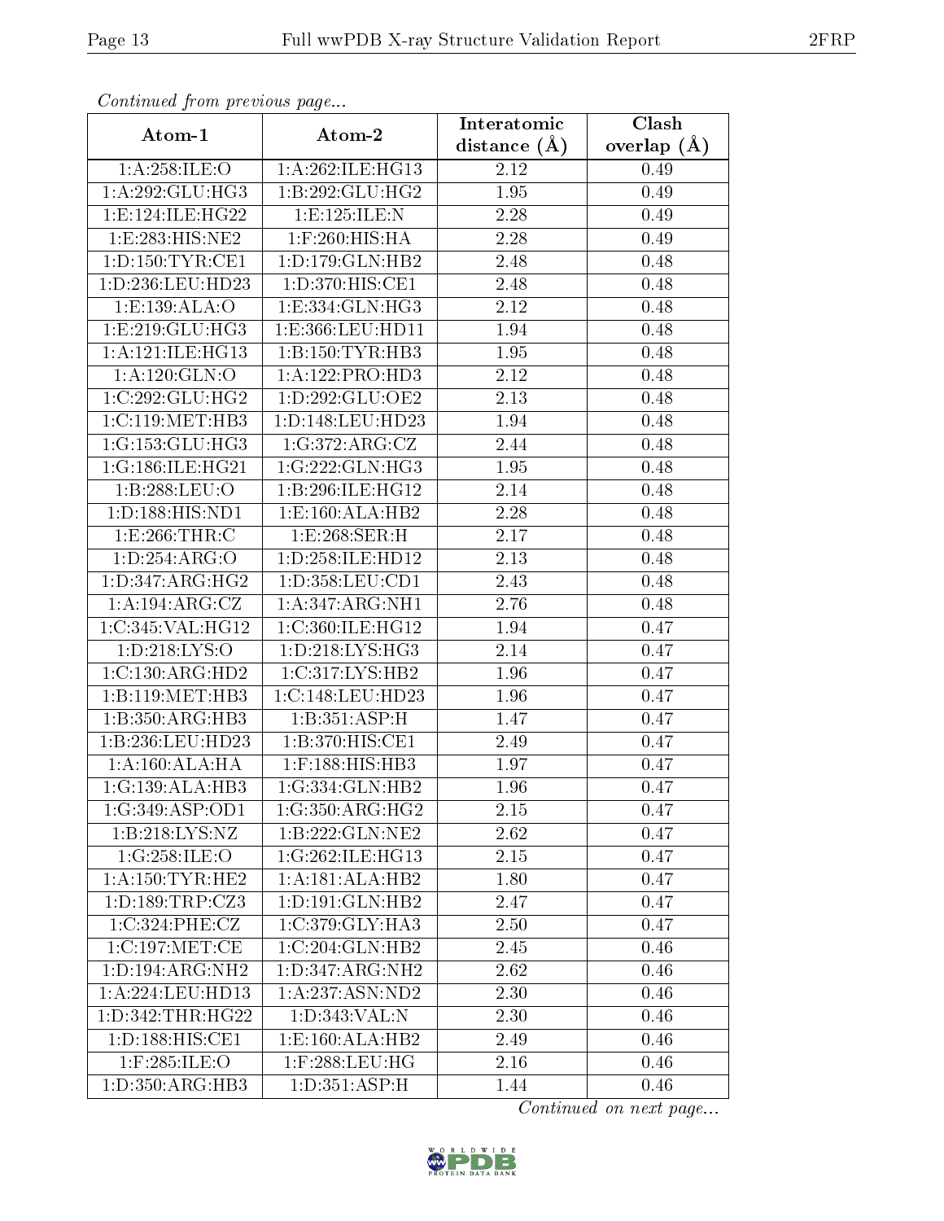*Continued from previous page...*

| Atom-1 | Atom-2 | Interatomic distance (Å) | Clash overlap (Å) |
|---|---|---|---|
| 1:A:258:ILE:O | 1:A:262:ILE:HG13 | 2.12 | 0.49 |
| 1:A:292:GLU:HG3 | 1:B:292:GLU:HG2 | 1.95 | 0.49 |
| 1:E:124:ILE:HG22 | 1:E:125:ILE:N | 2.28 | 0.49 |
| 1:E:283:HIS:NE2 | 1:F:260:HIS:HA | 2.28 | 0.49 |
| 1:D:150:TYR:CE1 | 1:D:179:GLN:HB2 | 2.48 | 0.48 |
| 1:D:236:LEU:HD23 | 1:D:370:HIS:CE1 | 2.48 | 0.48 |
| 1:E:139:ALA:O | 1:E:334:GLN:HG3 | 2.12 | 0.48 |
| 1:E:219:GLU:HG3 | 1:E:366:LEU:HD11 | 1.94 | 0.48 |
| 1:A:121:ILE:HG13 | 1:B:150:TYR:HB3 | 1.95 | 0.48 |
| 1:A:120:GLN:O | 1:A:122:PRO:HD3 | 2.12 | 0.48 |
| 1:C:292:GLU:HG2 | 1:D:292:GLU:OE2 | 2.13 | 0.48 |
| 1:C:119:MET:HB3 | 1:D:148:LEU:HD23 | 1.94 | 0.48 |
| 1:G:153:GLU:HG3 | 1:G:372:ARG:CZ | 2.44 | 0.48 |
| 1:G:186:ILE:HG21 | 1:G:222:GLN:HG3 | 1.95 | 0.48 |
| 1:B:288:LEU:O | 1:B:296:ILE:HG12 | 2.14 | 0.48 |
| 1:D:188:HIS:ND1 | 1:E:160:ALA:HB2 | 2.28 | 0.48 |
| 1:E:266:THR:C | 1:E:268:SER:H | 2.17 | 0.48 |
| 1:D:254:ARG:O | 1:D:258:ILE:HD12 | 2.13 | 0.48 |
| 1:D:347:ARG:HG2 | 1:D:358:LEU:CD1 | 2.43 | 0.48 |
| 1:A:194:ARG:CZ | 1:A:347:ARG:NH1 | 2.76 | 0.48 |
| 1:C:345:VAL:HG12 | 1:C:360:ILE:HG12 | 1.94 | 0.47 |
| 1:D:218:LYS:O | 1:D:218:LYS:HG3 | 2.14 | 0.47 |
| 1:C:130:ARG:HD2 | 1:C:317:LYS:HB2 | 1.96 | 0.47 |
| 1:B:119:MET:HB3 | 1:C:148:LEU:HD23 | 1.96 | 0.47 |
| 1:B:350:ARG:HB3 | 1:B:351:ASP:H | 1.47 | 0.47 |
| 1:B:236:LEU:HD23 | 1:B:370:HIS:CE1 | 2.49 | 0.47 |
| 1:A:160:ALA:HA | 1:F:188:HIS:HB3 | 1.97 | 0.47 |
| 1:G:139:ALA:HB3 | 1:G:334:GLN:HB2 | 1.96 | 0.47 |
| 1:G:349:ASP:OD1 | 1:G:350:ARG:HG2 | 2.15 | 0.47 |
| 1:B:218:LYS:NZ | 1:B:222:GLN:NE2 | 2.62 | 0.47 |
| 1:G:258:ILE:O | 1:G:262:ILE:HG13 | 2.15 | 0.47 |
| 1:A:150:TYR:HE2 | 1:A:181:ALA:HB2 | 1.80 | 0.47 |
| 1:D:189:TRP:CZ3 | 1:D:191:GLN:HB2 | 2.47 | 0.47 |
| 1:C:324:PHE:CZ | 1:C:379:GLY:HA3 | 2.50 | 0.47 |
| 1:C:197:MET:CE | 1:C:204:GLN:HB2 | 2.45 | 0.46 |
| 1:D:194:ARG:NH2 | 1:D:347:ARG:NH2 | 2.62 | 0.46 |
| 1:A:224:LEU:HD13 | 1:A:237:ASN:ND2 | 2.30 | 0.46 |
| 1:D:342:THR:HG22 | 1:D:343:VAL:N | 2.30 | 0.46 |
| 1:D:188:HIS:CE1 | 1:E:160:ALA:HB2 | 2.49 | 0.46 |
| 1:F:285:ILE:O | 1:F:288:LEU:HG | 2.16 | 0.46 |
| 1:D:350:ARG:HB3 | 1:D:351:ASP:H | 1.44 | 0.46 |

*Continued on next page...*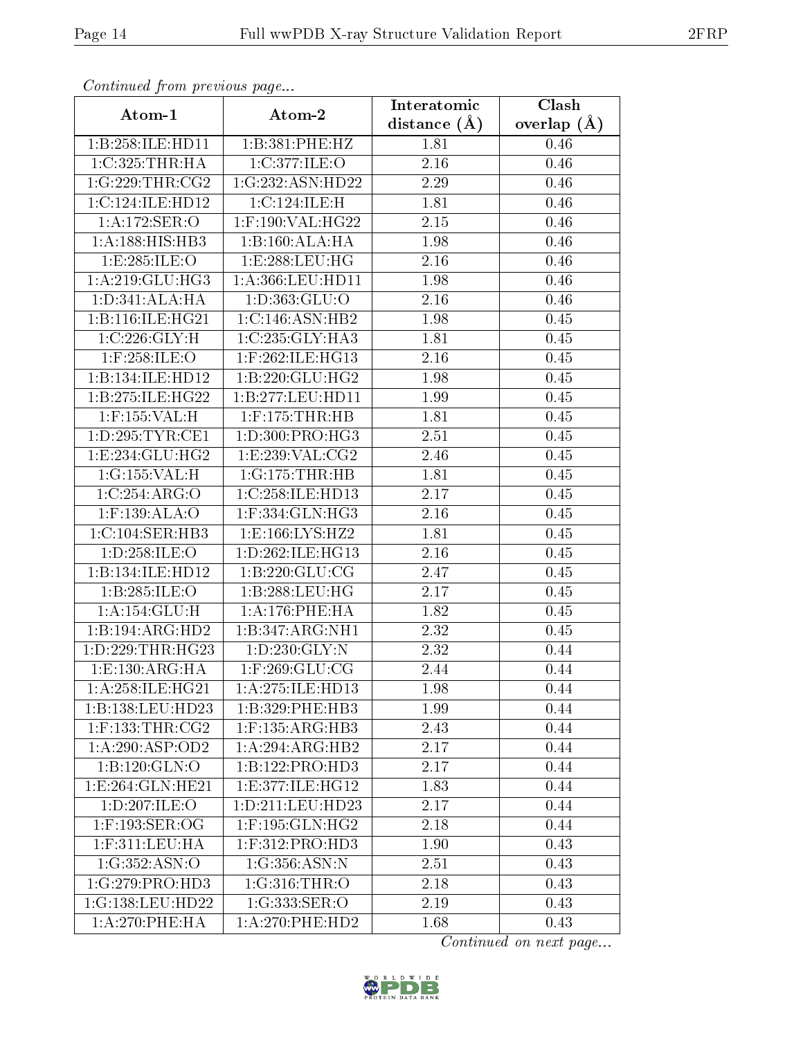*Continued from previous page...*

| Atom-1 | Atom-2 | Interatomic distance (Å) | Clash overlap (Å) |
|---|---|---|---|
| 1:B:258:ILE:HD11 | 1:B:381:PHE:HZ | 1.81 | 0.46 |
| 1:C:325:THR:HA | 1:C:377:ILE:O | 2.16 | 0.46 |
| 1:G:229:THR:CG2 | 1:G:232:ASN:HD22 | 2.29 | 0.46 |
| 1:C:124:ILE:HD12 | 1:C:124:ILE:H | 1.81 | 0.46 |
| 1:A:172:SER:O | 1:F:190:VAL:HG22 | 2.15 | 0.46 |
| 1:A:188:HIS:HB3 | 1:B:160:ALA:HA | 1.98 | 0.46 |
| 1:E:285:ILE:O | 1:E:288:LEU:HG | 2.16 | 0.46 |
| 1:A:219:GLU:HG3 | 1:A:366:LEU:HD11 | 1.98 | 0.46 |
| 1:D:341:ALA:HA | 1:D:363:GLU:O | 2.16 | 0.46 |
| 1:B:116:ILE:HG21 | 1:C:146:ASN:HB2 | 1.98 | 0.45 |
| 1:C:226:GLY:H | 1:C:235:GLY:HA3 | 1.81 | 0.45 |
| 1:F:258:ILE:O | 1:F:262:ILE:HG13 | 2.16 | 0.45 |
| 1:B:134:ILE:HD12 | 1:B:220:GLU:HG2 | 1.98 | 0.45 |
| 1:B:275:ILE:HG22 | 1:B:277:LEU:HD11 | 1.99 | 0.45 |
| 1:F:155:VAL:H | 1:F:175:THR:HB | 1.81 | 0.45 |
| 1:D:295:TYR:CE1 | 1:D:300:PRO:HG3 | 2.51 | 0.45 |
| 1:E:234:GLU:HG2 | 1:E:239:VAL:CG2 | 2.46 | 0.45 |
| 1:G:155:VAL:H | 1:G:175:THR:HB | 1.81 | 0.45 |
| 1:C:254:ARG:O | 1:C:258:ILE:HD13 | 2.17 | 0.45 |
| 1:F:139:ALA:O | 1:F:334:GLN:HG3 | 2.16 | 0.45 |
| 1:C:104:SER:HB3 | 1:E:166:LYS:HZ2 | 1.81 | 0.45 |
| 1:D:258:ILE:O | 1:D:262:ILE:HG13 | 2.16 | 0.45 |
| 1:B:134:ILE:HD12 | 1:B:220:GLU:CG | 2.47 | 0.45 |
| 1:B:285:ILE:O | 1:B:288:LEU:HG | 2.17 | 0.45 |
| 1:A:154:GLU:H | 1:A:176:PHE:HA | 1.82 | 0.45 |
| 1:B:194:ARG:HD2 | 1:B:347:ARG:NH1 | 2.32 | 0.45 |
| 1:D:229:THR:HG23 | 1:D:230:GLY:N | 2.32 | 0.44 |
| 1:E:130:ARG:HA | 1:F:269:GLU:CG | 2.44 | 0.44 |
| 1:A:258:ILE:HG21 | 1:A:275:ILE:HD13 | 1.98 | 0.44 |
| 1:B:138:LEU:HD23 | 1:B:329:PHE:HB3 | 1.99 | 0.44 |
| 1:F:133:THR:CG2 | 1:F:135:ARG:HB3 | 2.43 | 0.44 |
| 1:A:290:ASP:OD2 | 1:A:294:ARG:HB2 | 2.17 | 0.44 |
| 1:B:120:GLN:O | 1:B:122:PRO:HD3 | 2.17 | 0.44 |
| 1:E:264:GLN:HE21 | 1:E:377:ILE:HG12 | 1.83 | 0.44 |
| 1:D:207:ILE:O | 1:D:211:LEU:HD23 | 2.17 | 0.44 |
| 1:F:193:SER:OG | 1:F:195:GLN:HG2 | 2.18 | 0.44 |
| 1:F:311:LEU:HA | 1:F:312:PRO:HD3 | 1.90 | 0.43 |
| 1:G:352:ASN:O | 1:G:356:ASN:N | 2.51 | 0.43 |
| 1:G:279:PRO:HD3 | 1:G:316:THR:O | 2.18 | 0.43 |
| 1:G:138:LEU:HD22 | 1:G:333:SER:O | 2.19 | 0.43 |
| 1:A:270:PHE:HA | 1:A:270:PHE:HD2 | 1.68 | 0.43 |

*Continued on next page...*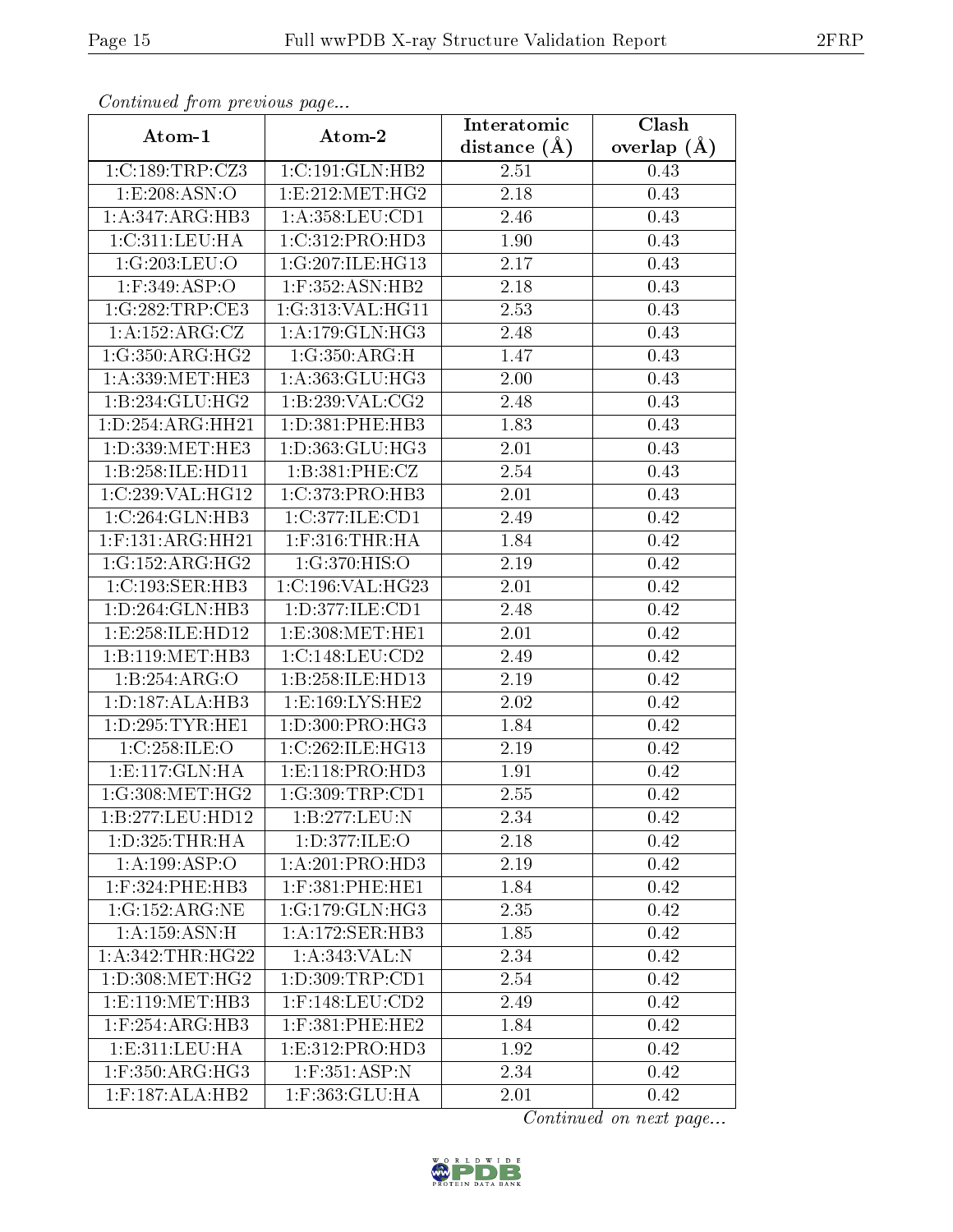*Continued from previous page...*

| Atom-1 | Atom-2 | Interatomic distance (Å) | Clash overlap (Å) |
|---|---|---|---|
| 1:C:189:TRP:CZ3 | 1:C:191:GLN:HB2 | 2.51 | 0.43 |
| 1:E:208:ASN:O | 1:E:212:MET:HG2 | 2.18 | 0.43 |
| 1:A:347:ARG:HB3 | 1:A:358:LEU:CD1 | 2.46 | 0.43 |
| 1:C:311:LEU:HA | 1:C:312:PRO:HD3 | 1.90 | 0.43 |
| 1:G:203:LEU:O | 1:G:207:ILE:HG13 | 2.17 | 0.43 |
| 1:F:349:ASP:O | 1:F:352:ASN:HB2 | 2.18 | 0.43 |
| 1:G:282:TRP:CE3 | 1:G:313:VAL:HG11 | 2.53 | 0.43 |
| 1:A:152:ARG:CZ | 1:A:179:GLN:HG3 | 2.48 | 0.43 |
| 1:G:350:ARG:HG2 | 1:G:350:ARG:H | 1.47 | 0.43 |
| 1:A:339:MET:HE3 | 1:A:363:GLU:HG3 | 2.00 | 0.43 |
| 1:B:234:GLU:HG2 | 1:B:239:VAL:CG2 | 2.48 | 0.43 |
| 1:D:254:ARG:HH21 | 1:D:381:PHE:HB3 | 1.83 | 0.43 |
| 1:D:339:MET:HE3 | 1:D:363:GLU:HG3 | 2.01 | 0.43 |
| 1:B:258:ILE:HD11 | 1:B:381:PHE:CZ | 2.54 | 0.43 |
| 1:C:239:VAL:HG12 | 1:C:373:PRO:HB3 | 2.01 | 0.43 |
| 1:C:264:GLN:HB3 | 1:C:377:ILE:CD1 | 2.49 | 0.42 |
| 1:F:131:ARG:HH21 | 1:F:316:THR:HA | 1.84 | 0.42 |
| 1:G:152:ARG:HG2 | 1:G:370:HIS:O | 2.19 | 0.42 |
| 1:C:193:SER:HB3 | 1:C:196:VAL:HG23 | 2.01 | 0.42 |
| 1:D:264:GLN:HB3 | 1:D:377:ILE:CD1 | 2.48 | 0.42 |
| 1:E:258:ILE:HD12 | 1:E:308:MET:HE1 | 2.01 | 0.42 |
| 1:B:119:MET:HB3 | 1:C:148:LEU:CD2 | 2.49 | 0.42 |
| 1:B:254:ARG:O | 1:B:258:ILE:HD13 | 2.19 | 0.42 |
| 1:D:187:ALA:HB3 | 1:E:169:LYS:HE2 | 2.02 | 0.42 |
| 1:D:295:TYR:HE1 | 1:D:300:PRO:HG3 | 1.84 | 0.42 |
| 1:C:258:ILE:O | 1:C:262:ILE:HG13 | 2.19 | 0.42 |
| 1:E:117:GLN:HA | 1:E:118:PRO:HD3 | 1.91 | 0.42 |
| 1:G:308:MET:HG2 | 1:G:309:TRP:CD1 | 2.55 | 0.42 |
| 1:B:277:LEU:HD12 | 1:B:277:LEU:N | 2.34 | 0.42 |
| 1:D:325:THR:HA | 1:D:377:ILE:O | 2.18 | 0.42 |
| 1:A:199:ASP:O | 1:A:201:PRO:HD3 | 2.19 | 0.42 |
| 1:F:324:PHE:HB3 | 1:F:381:PHE:HE1 | 1.84 | 0.42 |
| 1:G:152:ARG:NE | 1:G:179:GLN:HG3 | 2.35 | 0.42 |
| 1:A:159:ASN:H | 1:A:172:SER:HB3 | 1.85 | 0.42 |
| 1:A:342:THR:HG22 | 1:A:343:VAL:N | 2.34 | 0.42 |
| 1:D:308:MET:HG2 | 1:D:309:TRP:CD1 | 2.54 | 0.42 |
| 1:E:119:MET:HB3 | 1:F:148:LEU:CD2 | 2.49 | 0.42 |
| 1:F:254:ARG:HB3 | 1:F:381:PHE:HE2 | 1.84 | 0.42 |
| 1:E:311:LEU:HA | 1:E:312:PRO:HD3 | 1.92 | 0.42 |
| 1:F:350:ARG:HG3 | 1:F:351:ASP:N | 2.34 | 0.42 |
| 1:F:187:ALA:HB2 | 1:F:363:GLU:HA | 2.01 | 0.42 |

*Continued on next page...*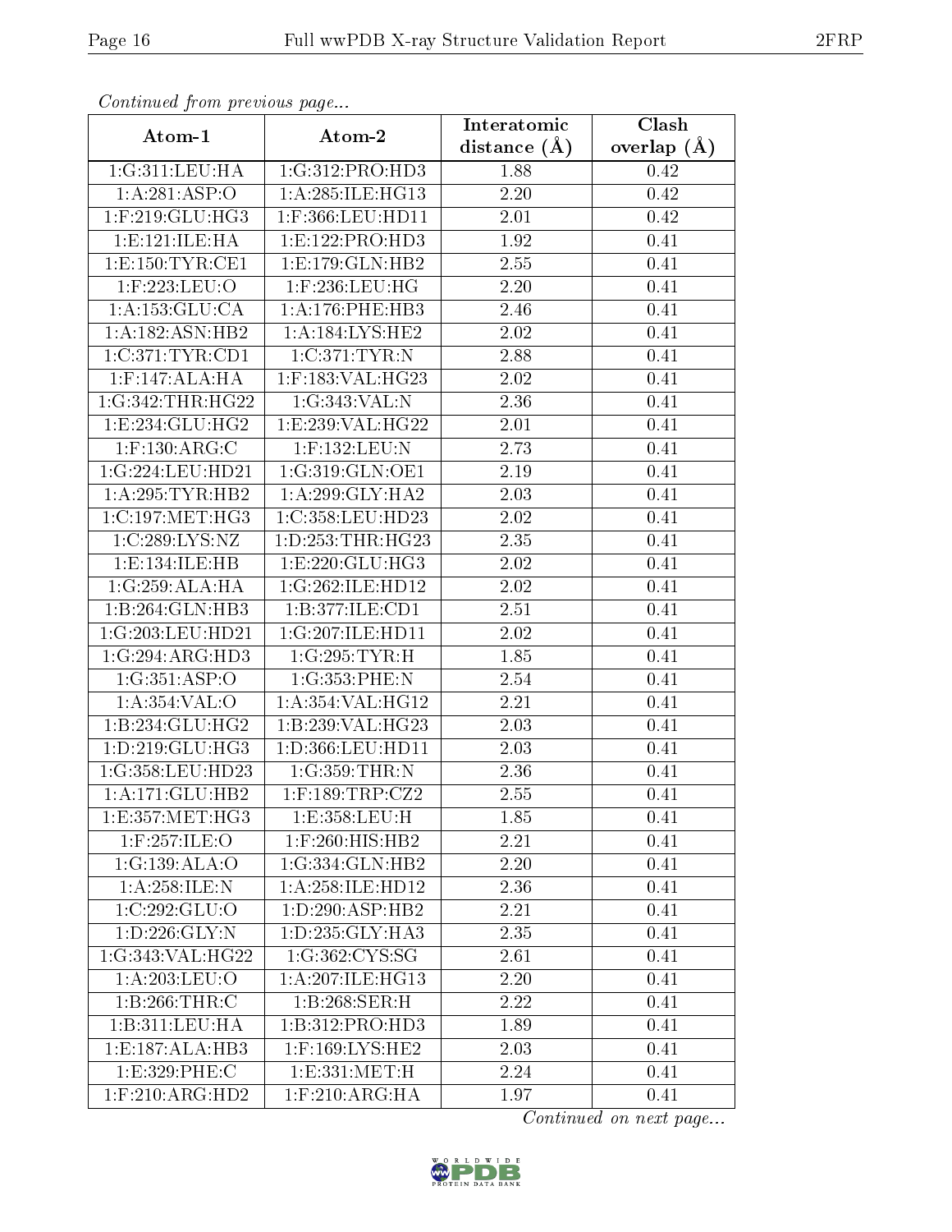*Continued from previous page...*

| Atom-1 | Atom-2 | Interatomic distance (Å) | Clash overlap (Å) |
|---|---|---|---|
| 1:G:311:LEU:HA | 1:G:312:PRO:HD3 | 1.88 | 0.42 |
| 1:A:281:ASP:O | 1:A:285:ILE:HG13 | 2.20 | 0.42 |
| 1:F:219:GLU:HG3 | 1:F:366:LEU:HD11 | 2.01 | 0.42 |
| 1:E:121:ILE:HA | 1:E:122:PRO:HD3 | 1.92 | 0.41 |
| 1:E:150:TYR:CE1 | 1:E:179:GLN:HB2 | 2.55 | 0.41 |
| 1:F:223:LEU:O | 1:F:236:LEU:HG | 2.20 | 0.41 |
| 1:A:153:GLU:CA | 1:A:176:PHE:HB3 | 2.46 | 0.41 |
| 1:A:182:ASN:HB2 | 1:A:184:LYS:HE2 | 2.02 | 0.41 |
| 1:C:371:TYR:CD1 | 1:C:371:TYR:N | 2.88 | 0.41 |
| 1:F:147:ALA:HA | 1:F:183:VAL:HG23 | 2.02 | 0.41 |
| 1:G:342:THR:HG22 | 1:G:343:VAL:N | 2.36 | 0.41 |
| 1:E:234:GLU:HG2 | 1:E:239:VAL:HG22 | 2.01 | 0.41 |
| 1:F:130:ARG:C | 1:F:132:LEU:N | 2.73 | 0.41 |
| 1:G:224:LEU:HD21 | 1:G:319:GLN:OE1 | 2.19 | 0.41 |
| 1:A:295:TYR:HB2 | 1:A:299:GLY:HA2 | 2.03 | 0.41 |
| 1:C:197:MET:HG3 | 1:C:358:LEU:HD23 | 2.02 | 0.41 |
| 1:C:289:LYS:NZ | 1:D:253:THR:HG23 | 2.35 | 0.41 |
| 1:E:134:ILE:HB | 1:E:220:GLU:HG3 | 2.02 | 0.41 |
| 1:G:259:ALA:HA | 1:G:262:ILE:HD12 | 2.02 | 0.41 |
| 1:B:264:GLN:HB3 | 1:B:377:ILE:CD1 | 2.51 | 0.41 |
| 1:G:203:LEU:HD21 | 1:G:207:ILE:HD11 | 2.02 | 0.41 |
| 1:G:294:ARG:HD3 | 1:G:295:TYR:H | 1.85 | 0.41 |
| 1:G:351:ASP:O | 1:G:353:PHE:N | 2.54 | 0.41 |
| 1:A:354:VAL:O | 1:A:354:VAL:HG12 | 2.21 | 0.41 |
| 1:B:234:GLU:HG2 | 1:B:239:VAL:HG23 | 2.03 | 0.41 |
| 1:D:219:GLU:HG3 | 1:D:366:LEU:HD11 | 2.03 | 0.41 |
| 1:G:358:LEU:HD23 | 1:G:359:THR:N | 2.36 | 0.41 |
| 1:A:171:GLU:HB2 | 1:F:189:TRP:CZ2 | 2.55 | 0.41 |
| 1:E:357:MET:HG3 | 1:E:358:LEU:H | 1.85 | 0.41 |
| 1:F:257:ILE:O | 1:F:260:HIS:HB2 | 2.21 | 0.41 |
| 1:G:139:ALA:O | 1:G:334:GLN:HB2 | 2.20 | 0.41 |
| 1:A:258:ILE:N | 1:A:258:ILE:HD12 | 2.36 | 0.41 |
| 1:C:292:GLU:O | 1:D:290:ASP:HB2 | 2.21 | 0.41 |
| 1:D:226:GLY:N | 1:D:235:GLY:HA3 | 2.35 | 0.41 |
| 1:G:343:VAL:HG22 | 1:G:362:CYS:SG | 2.61 | 0.41 |
| 1:A:203:LEU:O | 1:A:207:ILE:HG13 | 2.20 | 0.41 |
| 1:B:266:THR:C | 1:B:268:SER:H | 2.22 | 0.41 |
| 1:B:311:LEU:HA | 1:B:312:PRO:HD3 | 1.89 | 0.41 |
| 1:E:187:ALA:HB3 | 1:F:169:LYS:HE2 | 2.03 | 0.41 |
| 1:E:329:PHE:C | 1:E:331:MET:H | 2.24 | 0.41 |
| 1:F:210:ARG:HD2 | 1:F:210:ARG:HA | 1.97 | 0.41 |

*Continued on next page...*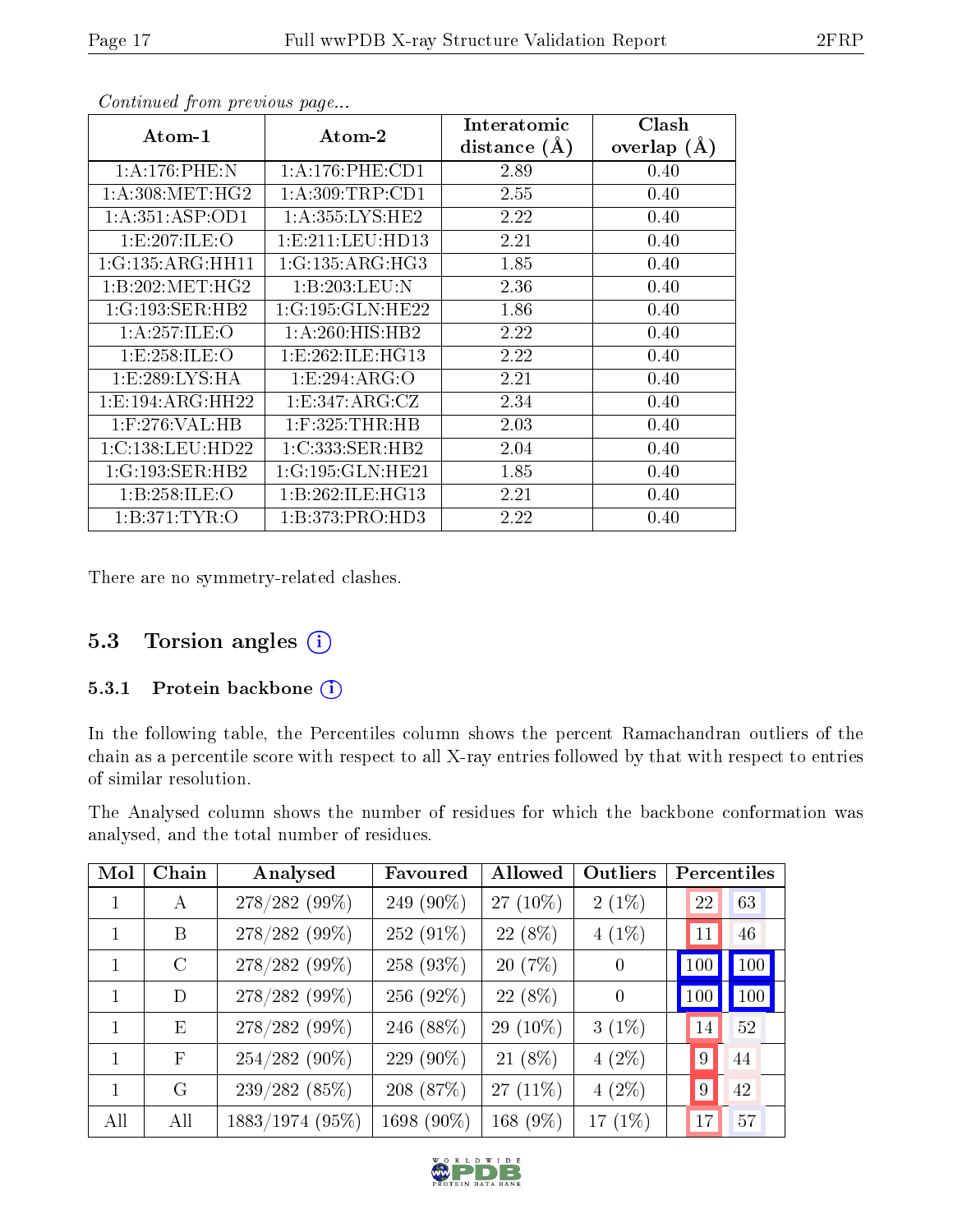*Continued from previous page...*

| Atom-1 | Atom-2 | Interatomic distance (Å) | Clash overlap (Å) |
|---|---|---|---|
| 1:A:176:PHE:N | 1:A:176:PHE:CD1 | 2.89 | 0.40 |
| 1:A:308:MET:HG2 | 1:A:309:TRP:CD1 | 2.55 | 0.40 |
| 1:A:351:ASP:OD1 | 1:A:355:LYS:HE2 | 2.22 | 0.40 |
| 1:E:207:ILE:O | 1:E:211:LEU:HD13 | 2.21 | 0.40 |
| 1:G:135:ARG:HH11 | 1:G:135:ARG:HG3 | 1.85 | 0.40 |
| 1:B:202:MET:HG2 | 1:B:203:LEU:N | 2.36 | 0.40 |
| 1:G:193:SER:HB2 | 1:G:195:GLN:HE22 | 1.86 | 0.40 |
| 1:A:257:ILE:O | 1:A:260:HIS:HB2 | 2.22 | 0.40 |
| 1:E:258:ILE:O | 1:E:262:ILE:HG13 | 2.22 | 0.40 |
| 1:E:289:LYS:HA | 1:E:294:ARG:O | 2.21 | 0.40 |
| 1:E:194:ARG:HH22 | 1:E:347:ARG:CZ | 2.34 | 0.40 |
| 1:F:276:VAL:HB | 1:F:325:THR:HB | 2.03 | 0.40 |
| 1:C:138:LEU:HD22 | 1:C:333:SER:HB2 | 2.04 | 0.40 |
| 1:G:193:SER:HB2 | 1:G:195:GLN:HE21 | 1.85 | 0.40 |
| 1:B:258:ILE:O | 1:B:262:ILE:HG13 | 2.21 | 0.40 |
| 1:B:371:TYR:O | 1:B:373:PRO:HD3 | 2.22 | 0.40 |

There are no symmetry-related clashes.

## 5.3 Torsion angles

### 5.3.1 Protein backbone

In the following table, the Percentiles column shows the percent Ramachandran outliers of the chain as a percentile score with respect to all X-ray entries followed by that with respect to entries of similar resolution.

The Analysed column shows the number of residues for which the backbone conformation was analysed, and the total number of residues.

| Mol | Chain | Analysed | Favoured | Allowed | Outliers | Percentiles | |
|---|---|---|---|---|---|---|---|
| 1 | A | 278/282 (99%) | 249 (90%) | 27 (10%) | 2 (1%) | 22 | 63 |
| 1 | B | 278/282 (99%) | 252 (91%) | 22 (8%) | 4 (1%) | 11 | 46 |
| 1 | C | 278/282 (99%) | 258 (93%) | 20 (7%) | 0 | 100 | 100 |
| 1 | D | 278/282 (99%) | 256 (92%) | 22 (8%) | 0 | 100 | 100 |
| 1 | E | 278/282 (99%) | 246 (88%) | 29 (10%) | 3 (1%) | 14 | 52 |
| 1 | F | 254/282 (90%) | 229 (90%) | 21 (8%) | 4 (2%) | 9 | 44 |
| 1 | G | 239/282 (85%) | 208 (87%) | 27 (11%) | 4 (2%) | 9 | 42 |
| All | All | 1883/1974 (95%) | 1698 (90%) | 168 (9%) | 17 (1%) | 17 | 57 |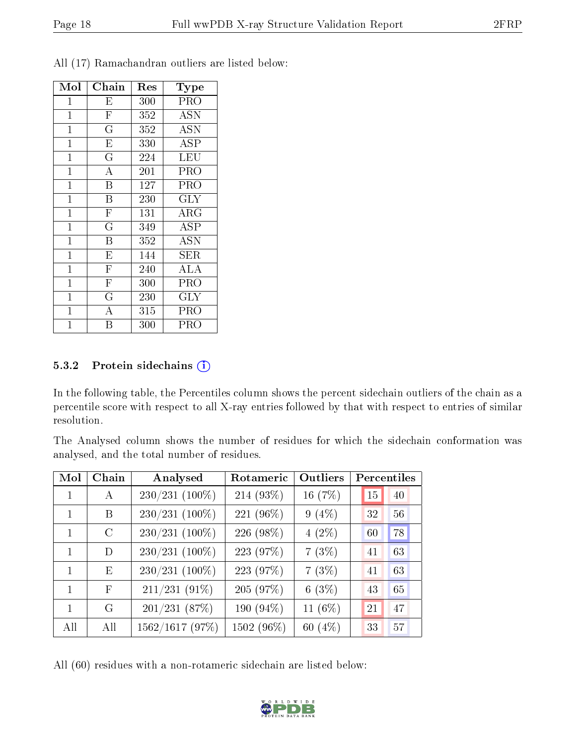All (17) Ramachandran outliers are listed below:

| Mol | Chain | Res | Type |
|---|---|---|---|
| 1 | E | 300 | PRO |
| 1 | F | 352 | ASN |
| 1 | G | 352 | ASN |
| 1 | E | 330 | ASP |
| 1 | G | 224 | LEU |
| 1 | A | 201 | PRO |
| 1 | B | 127 | PRO |
| 1 | B | 230 | GLY |
| 1 | F | 131 | ARG |
| 1 | G | 349 | ASP |
| 1 | B | 352 | ASN |
| 1 | E | 144 | SER |
| 1 | F | 240 | ALA |
| 1 | F | 300 | PRO |
| 1 | G | 230 | GLY |
| 1 | A | 315 | PRO |
| 1 | B | 300 | PRO |

### 5.3.2 Protein sidechains (i)

In the following table, the Percentiles column shows the percent sidechain outliers of the chain as a percentile score with respect to all X-ray entries followed by that with respect to entries of similar resolution.

The Analysed column shows the number of residues for which the sidechain conformation was analysed, and the total number of residues.

| Mol | Chain | Analysed | Rotameric | Outliers | Percentiles | |
|---|---|---|---|---|---|---|
| 1 | A | 230/231 (100%) | 214 (93%) | 16 (7%) | 15 | 40 |
| 1 | B | 230/231 (100%) | 221 (96%) | 9 (4%) | 32 | 56 |
| 1 | C | 230/231 (100%) | 226 (98%) | 4 (2%) | 60 | 78 |
| 1 | D | 230/231 (100%) | 223 (97%) | 7 (3%) | 41 | 63 |
| 1 | E | 230/231 (100%) | 223 (97%) | 7 (3%) | 41 | 63 |
| 1 | F | 211/231 (91%) | 205 (97%) | 6 (3%) | 43 | 65 |
| 1 | G | 201/231 (87%) | 190 (94%) | 11 (6%) | 21 | 47 |
| All | All | 1562/1617 (97%) | 1502 (96%) | 60 (4%) | 33 | 57 |

All (60) residues with a non-rotameric sidechain are listed below: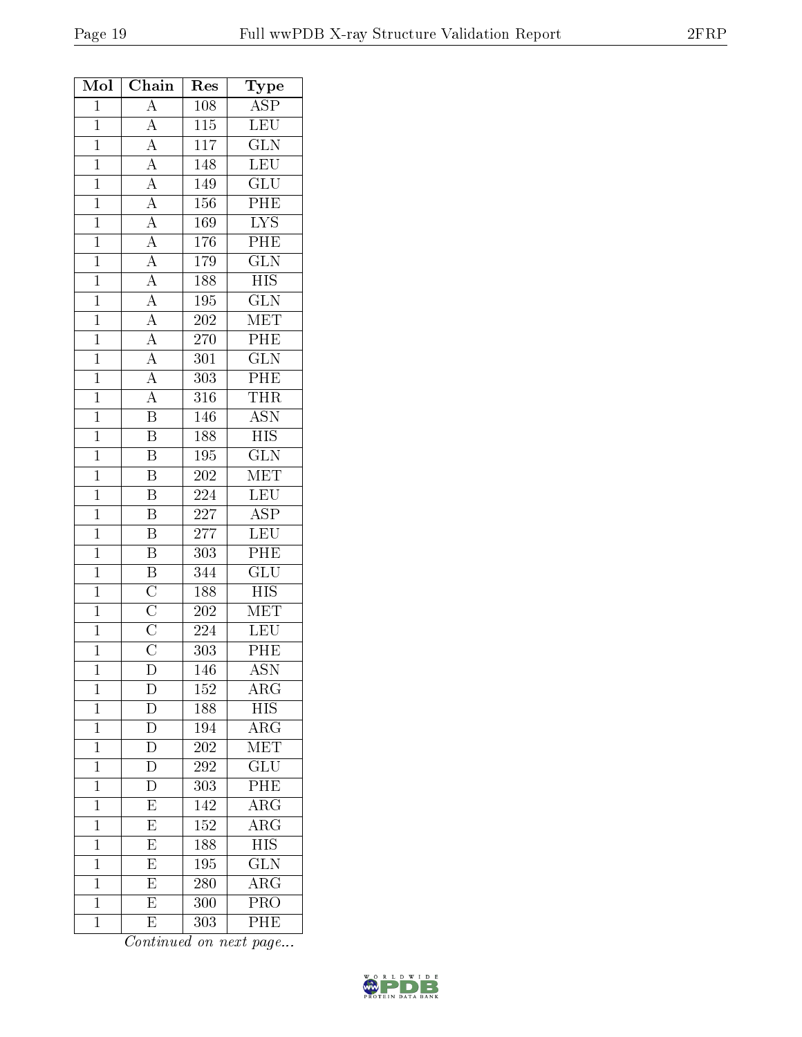| Mol | Chain | Res | Type |
|---|---|---|---|
| 1 | A | 108 | ASP |
| 1 | A | 115 | LEU |
| 1 | A | 117 | GLN |
| 1 | A | 148 | LEU |
| 1 | A | 149 | GLU |
| 1 | A | 156 | PHE |
| 1 | A | 169 | LYS |
| 1 | A | 176 | PHE |
| 1 | A | 179 | GLN |
| 1 | A | 188 | HIS |
| 1 | A | 195 | GLN |
| 1 | A | 202 | MET |
| 1 | A | 270 | PHE |
| 1 | A | 301 | GLN |
| 1 | A | 303 | PHE |
| 1 | A | 316 | THR |
| 1 | B | 146 | ASN |
| 1 | B | 188 | HIS |
| 1 | B | 195 | GLN |
| 1 | B | 202 | MET |
| 1 | B | 224 | LEU |
| 1 | B | 227 | ASP |
| 1 | B | 277 | LEU |
| 1 | B | 303 | PHE |
| 1 | B | 344 | GLU |
| 1 | C | 188 | HIS |
| 1 | C | 202 | MET |
| 1 | C | 224 | LEU |
| 1 | C | 303 | PHE |
| 1 | D | 146 | ASN |
| 1 | D | 152 | ARG |
| 1 | D | 188 | HIS |
| 1 | D | 194 | ARG |
| 1 | D | 202 | MET |
| 1 | D | 292 | GLU |
| 1 | D | 303 | PHE |
| 1 | E | 142 | ARG |
| 1 | E | 152 | ARG |
| 1 | E | 188 | HIS |
| 1 | E | 195 | GLN |
| 1 | E | 280 | ARG |
| 1 | E | 300 | PRO |
| 1 | E | 303 | PHE |

*Continued on next page...*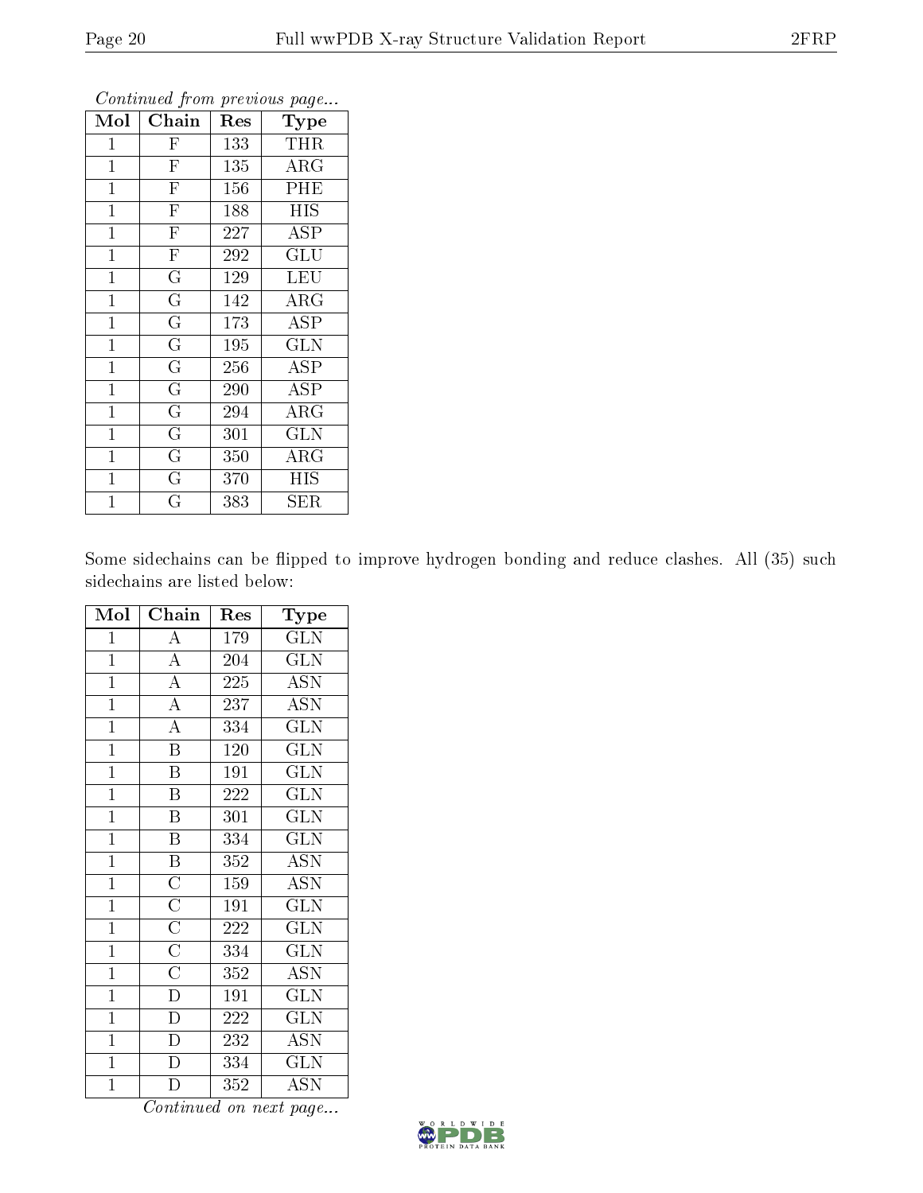*Continued from previous page...*

| Mol | Chain | Res | Type |
|---|---|---|---|
| 1 | F | 133 | THR |
| 1 | F | 135 | ARG |
| 1 | F | 156 | PHE |
| 1 | F | 188 | HIS |
| 1 | F | 227 | ASP |
| 1 | F | 292 | GLU |
| 1 | G | 129 | LEU |
| 1 | G | 142 | ARG |
| 1 | G | 173 | ASP |
| 1 | G | 195 | GLN |
| 1 | G | 256 | ASP |
| 1 | G | 290 | ASP |
| 1 | G | 294 | ARG |
| 1 | G | 301 | GLN |
| 1 | G | 350 | ARG |
| 1 | G | 370 | HIS |
| 1 | G | 383 | SER |

Some sidechains can be flipped to improve hydrogen bonding and reduce clashes. All (35) such sidechains are listed below:

| Mol | Chain | Res | Type |
|---|---|---|---|
| 1 | A | 179 | GLN |
| 1 | A | 204 | GLN |
| 1 | A | 225 | ASN |
| 1 | A | 237 | ASN |
| 1 | A | 334 | GLN |
| 1 | B | 120 | GLN |
| 1 | B | 191 | GLN |
| 1 | B | 222 | GLN |
| 1 | B | 301 | GLN |
| 1 | B | 334 | GLN |
| 1 | B | 352 | ASN |
| 1 | C | 159 | ASN |
| 1 | C | 191 | GLN |
| 1 | C | 222 | GLN |
| 1 | C | 334 | GLN |
| 1 | C | 352 | ASN |
| 1 | D | 191 | GLN |
| 1 | D | 222 | GLN |
| 1 | D | 232 | ASN |
| 1 | D | 334 | GLN |
| 1 | D | 352 | ASN |

*Continued on next page...*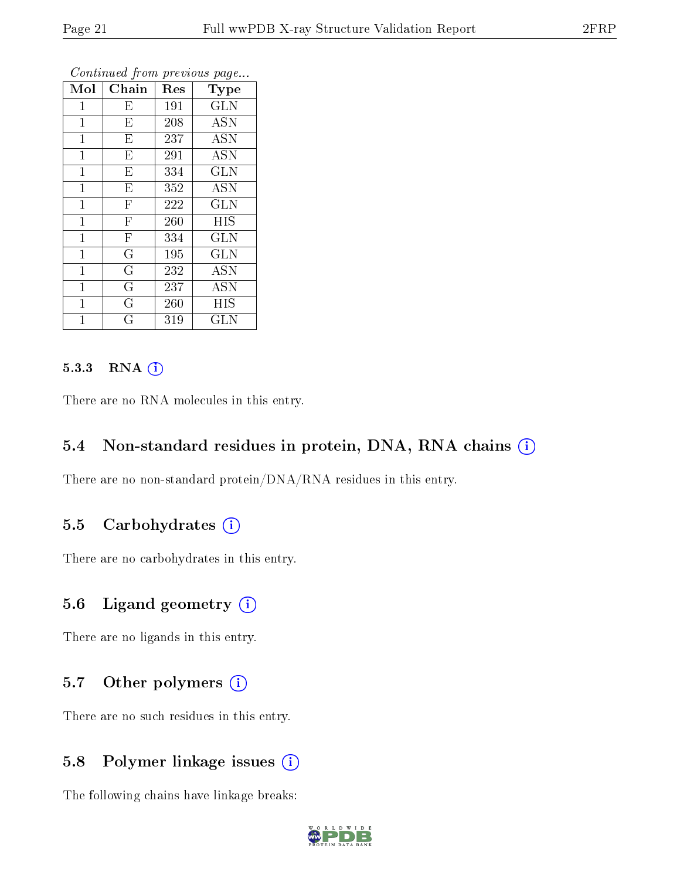*Continued from previous page...*

| Mol | Chain | Res | Type |
|---|---|---|---|
| 1 | E | 191 | GLN |
| 1 | E | 208 | ASN |
| 1 | E | 237 | ASN |
| 1 | E | 291 | ASN |
| 1 | E | 334 | GLN |
| 1 | E | 352 | ASN |
| 1 | F | 222 | GLN |
| 1 | F | 260 | HIS |
| 1 | F | 334 | GLN |
| 1 | G | 195 | GLN |
| 1 | G | 232 | ASN |
| 1 | G | 237 | ASN |
| 1 | G | 260 | HIS |
| 1 | G | 319 | GLN |

#### 5.3.3 RNA

There are no RNA molecules in this entry.

### 5.4 Non-standard residues in protein, DNA, RNA chains

There are no non-standard protein/DNA/RNA residues in this entry.

### 5.5 Carbohydrates

There are no carbohydrates in this entry.

### 5.6 Ligand geometry

There are no ligands in this entry.

### 5.7 Other polymers

There are no such residues in this entry.

### 5.8 Polymer linkage issues

The following chains have linkage breaks: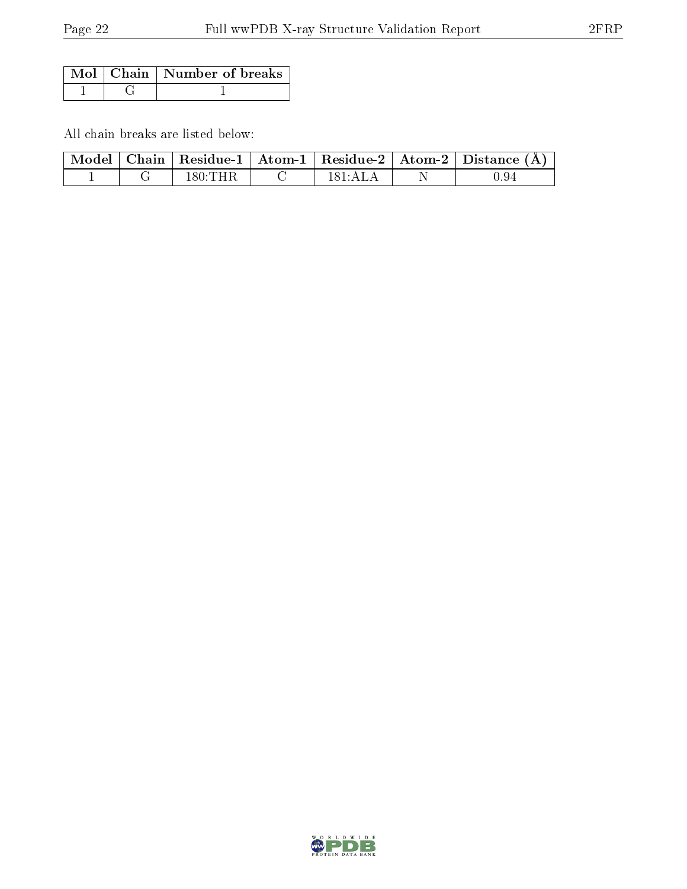| Mol | Chain | Number of breaks |
| --- | --- | --- |
| 1 | G | 1 |

All chain breaks are listed below:

| Model | Chain | Residue-1 | Atom-1 | Residue-2 | Atom-2 | Distance (Å) |
| --- | --- | --- | --- | --- | --- | --- |
| 1 | G | 180:THR | C | 181:ALA | N | 0.94 |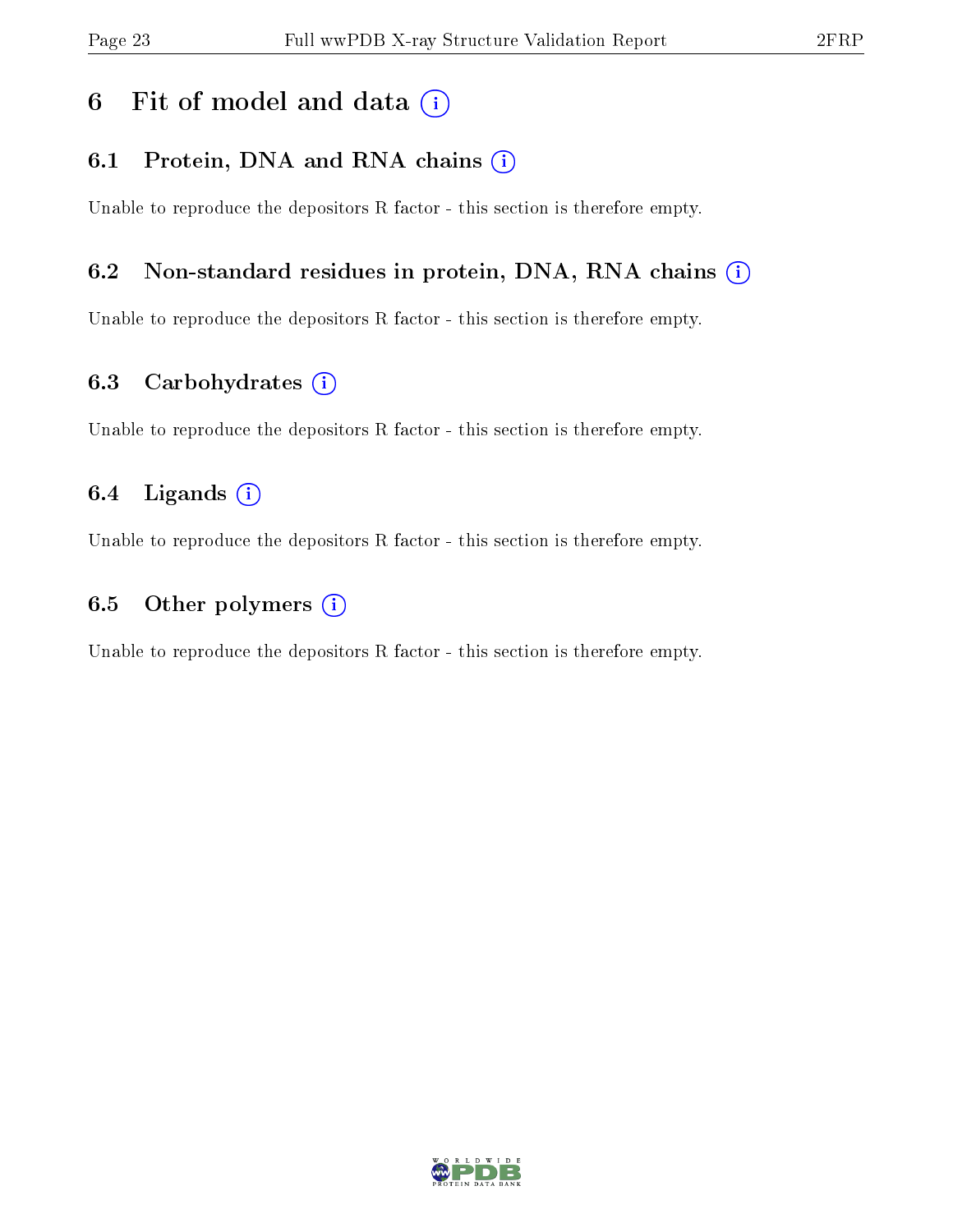# 6 Fit of model and data

## 6.1 Protein, DNA and RNA chains

Unable to reproduce the depositors R factor - this section is therefore empty.

## 6.2 Non-standard residues in protein, DNA, RNA chains

Unable to reproduce the depositors R factor - this section is therefore empty.

## 6.3 Carbohydrates

Unable to reproduce the depositors R factor - this section is therefore empty.

## 6.4 Ligands

Unable to reproduce the depositors R factor - this section is therefore empty.

## 6.5 Other polymers

Unable to reproduce the depositors R factor - this section is therefore empty.